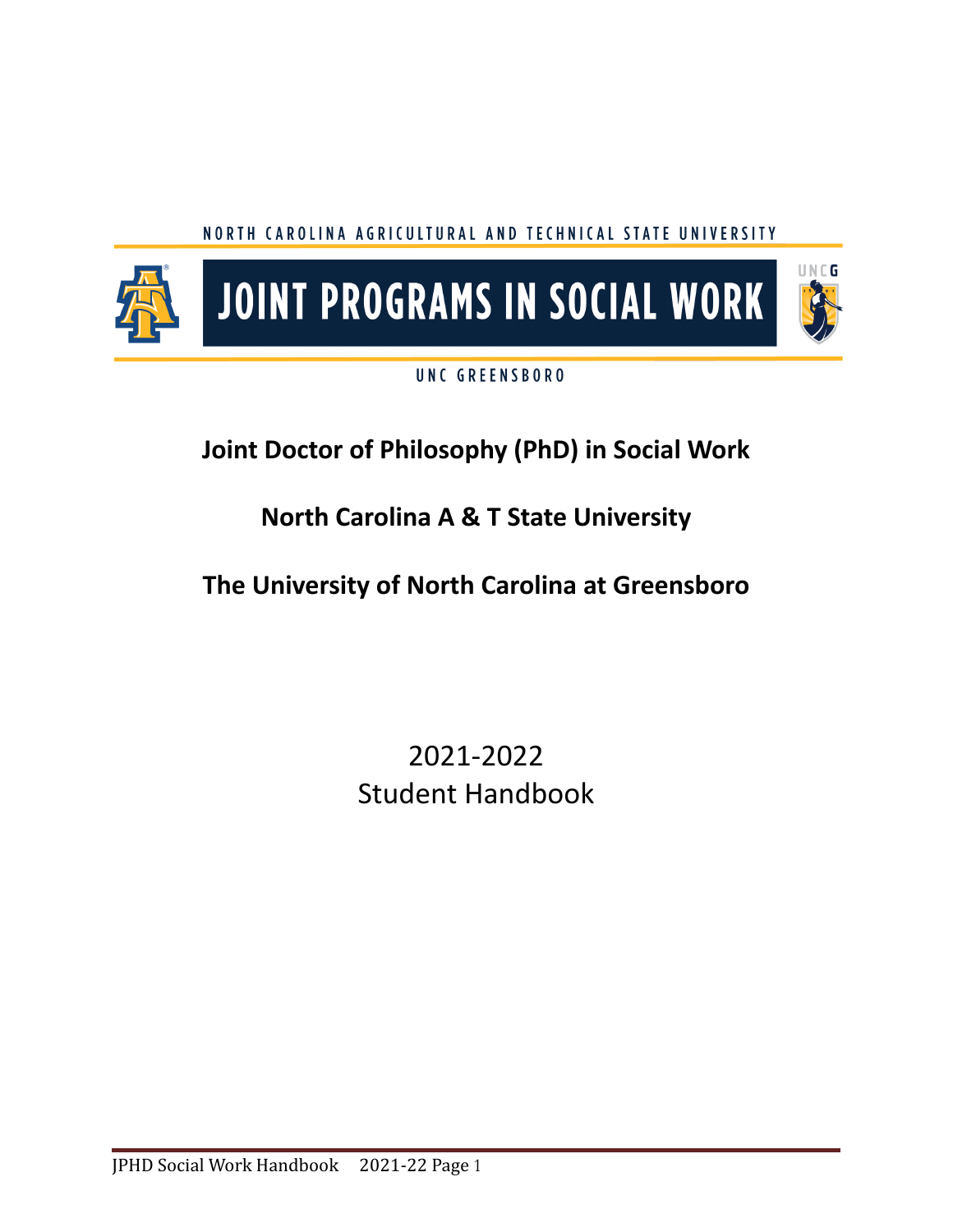NORTH CAROLINA AGRICULTURAL AND TECHNICAL STATE UNIVERSITY

# JOINT PROGRAMS IN SOCIAL WORK

UNC GREENSBORO

## Joint Doctor of Philosophy (PhD) in Social Work

## North Carolina A & T State University

## The University of North Carolina at Greensboro

2021-2022
Student Handbook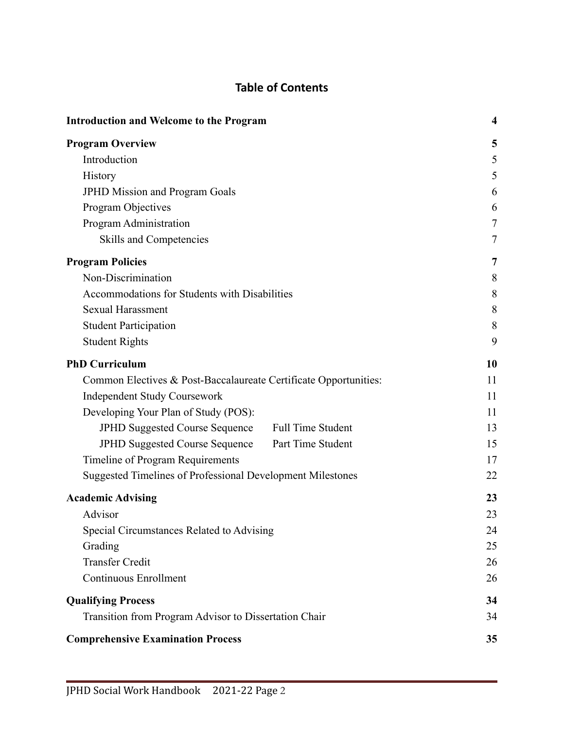# Table of Contents

| | |
|---|---|
| **Introduction and Welcome to the Program** | **4** |
| **Program Overview** | **5** |
| Introduction | 5 |
| History | 5 |
| JPHD Mission and Program Goals | 6 |
| Program Objectives | 6 |
| Program Administration | 7 |
| Skills and Competencies | 7 |
| **Program Policies** | **7** |
| Non-Discrimination | 8 |
| Accommodations for Students with Disabilities | 8 |
| Sexual Harassment | 8 |
| Student Participation | 8 |
| Student Rights | 9 |
| **PhD Curriculum** | **10** |
| Common Electives & Post-Baccalaureate Certificate Opportunities: | 11 |
| Independent Study Coursework | 11 |
| Developing Your Plan of Study (POS): | 11 |
| JPHD Suggested Course Sequence Full Time Student | 13 |
| JPHD Suggested Course Sequence Part Time Student | 15 |
| Timeline of Program Requirements | 17 |
| Suggested Timelines of Professional Development Milestones | 22 |
| **Academic Advising** | **23** |
| Advisor | 23 |
| Special Circumstances Related to Advising | 24 |
| Grading | 25 |
| Transfer Credit | 26 |
| Continuous Enrollment | 26 |
| **Qualifying Process** | **34** |
| Transition from Program Advisor to Dissertation Chair | 34 |
| **Comprehensive Examination Process** | **35** |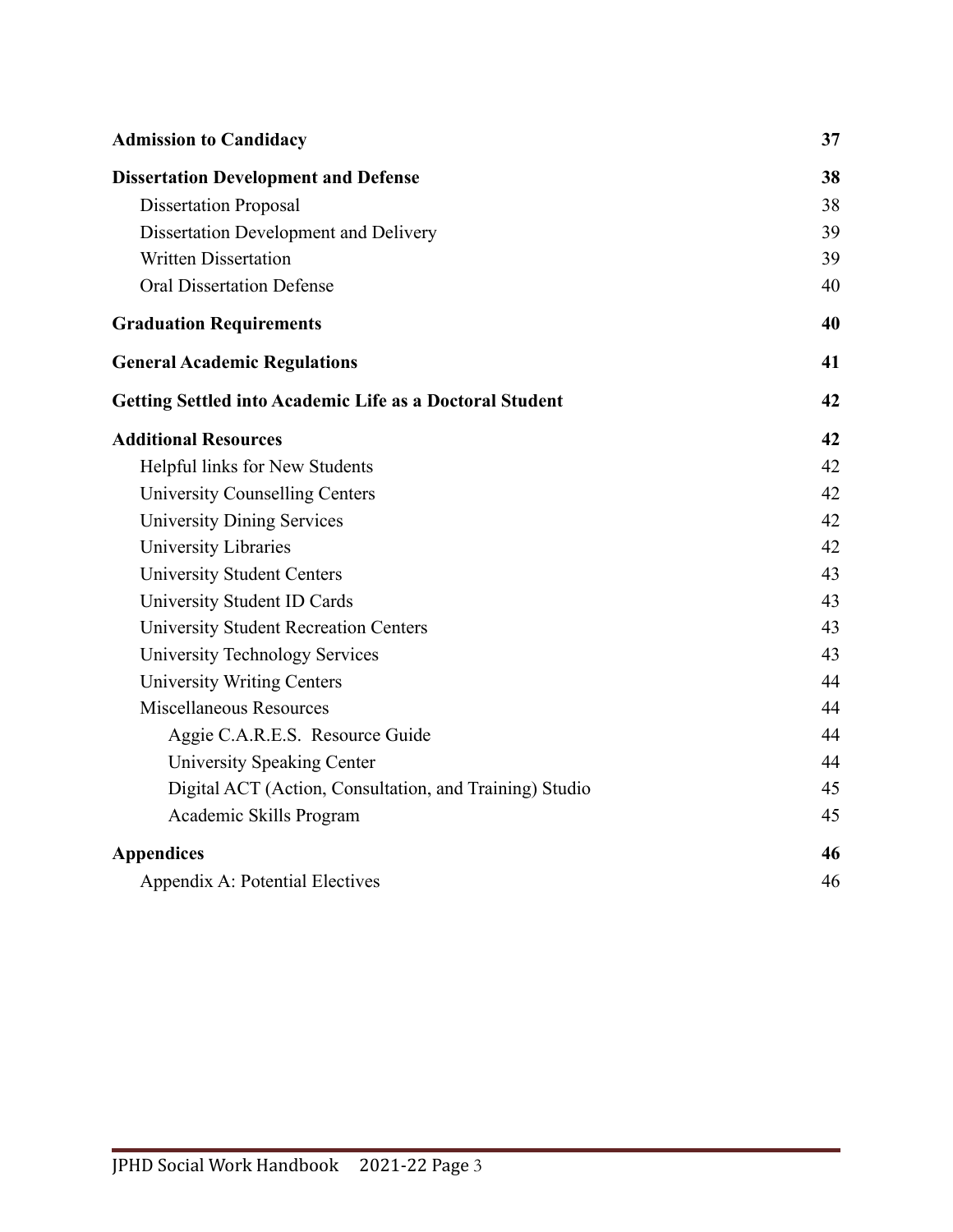| | |
|---|---|
| **Admission to Candidacy** | **37** |
| **Dissertation Development and Defense** | **38** |
| Dissertation Proposal | 38 |
| Dissertation Development and Delivery | 39 |
| Written Dissertation | 39 |
| Oral Dissertation Defense | 40 |
| **Graduation Requirements** | **40** |
| **General Academic Regulations** | **41** |
| **Getting Settled into Academic Life as a Doctoral Student** | **42** |
| **Additional Resources** | **42** |
| Helpful links for New Students | 42 |
| University Counselling Centers | 42 |
| University Dining Services | 42 |
| University Libraries | 42 |
| University Student Centers | 43 |
| University Student ID Cards | 43 |
| University Student Recreation Centers | 43 |
| University Technology Services | 43 |
| University Writing Centers | 44 |
| Miscellaneous Resources | 44 |
| Aggie C.A.R.E.S. Resource Guide | 44 |
| University Speaking Center | 44 |
| Digital ACT (Action, Consultation, and Training) Studio | 45 |
| Academic Skills Program | 45 |
| **Appendices** | **46** |
| Appendix A: Potential Electives | 46 |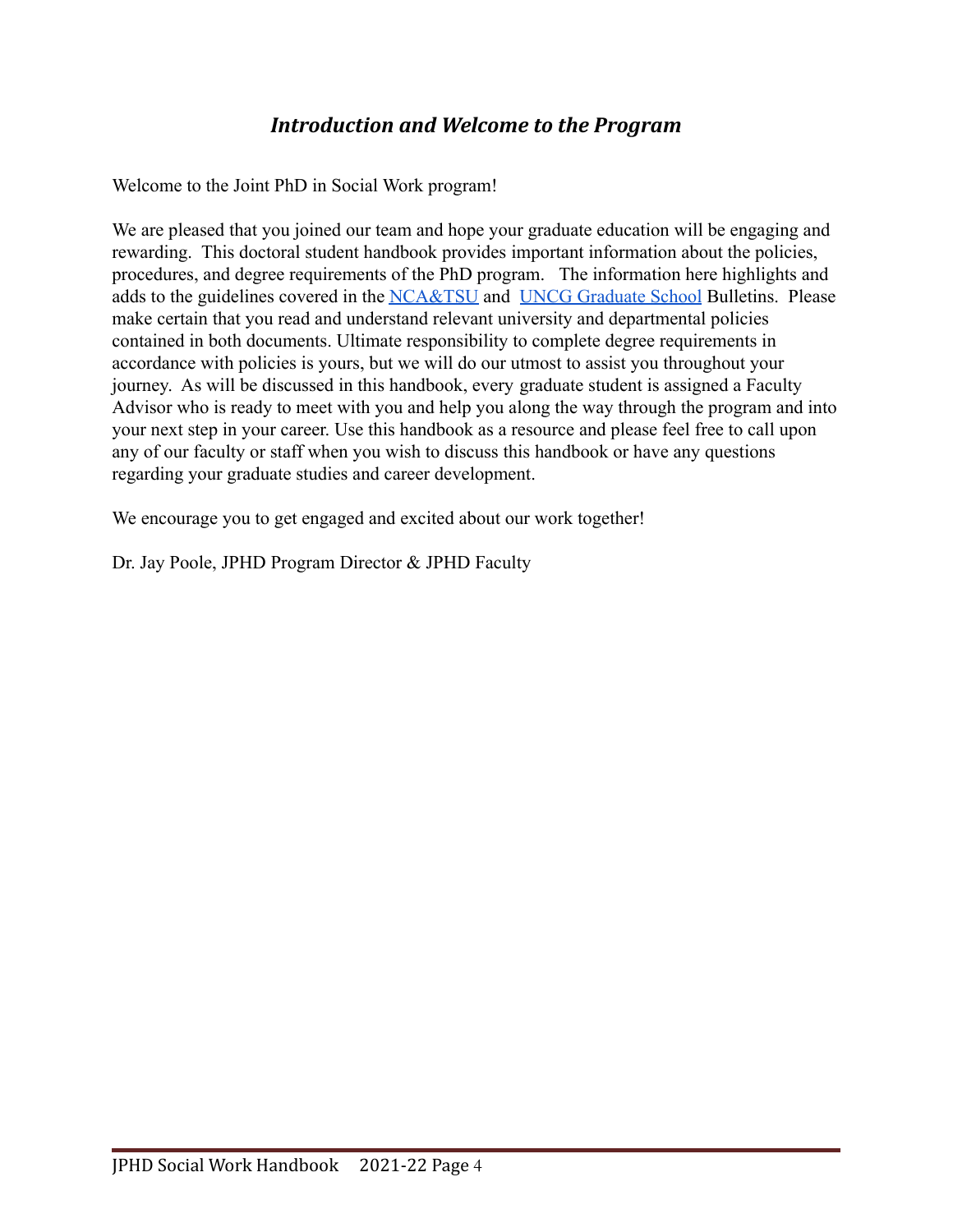## *Introduction and Welcome to the Program*

Welcome to the Joint PhD in Social Work program!

We are pleased that you joined our team and hope your graduate education will be engaging and rewarding. This doctoral student handbook provides important information about the policies, procedures, and degree requirements of the PhD program. The information here highlights and adds to the guidelines covered in the NCA&TSU and UNCG Graduate School Bulletins. Please make certain that you read and understand relevant university and departmental policies contained in both documents. Ultimate responsibility to complete degree requirements in accordance with policies is yours, but we will do our utmost to assist you throughout your journey. As will be discussed in this handbook, every graduate student is assigned a Faculty Advisor who is ready to meet with you and help you along the way through the program and into your next step in your career. Use this handbook as a resource and please feel free to call upon any of our faculty or staff when you wish to discuss this handbook or have any questions regarding your graduate studies and career development.

We encourage you to get engaged and excited about our work together!

Dr. Jay Poole, JPHD Program Director & JPHD Faculty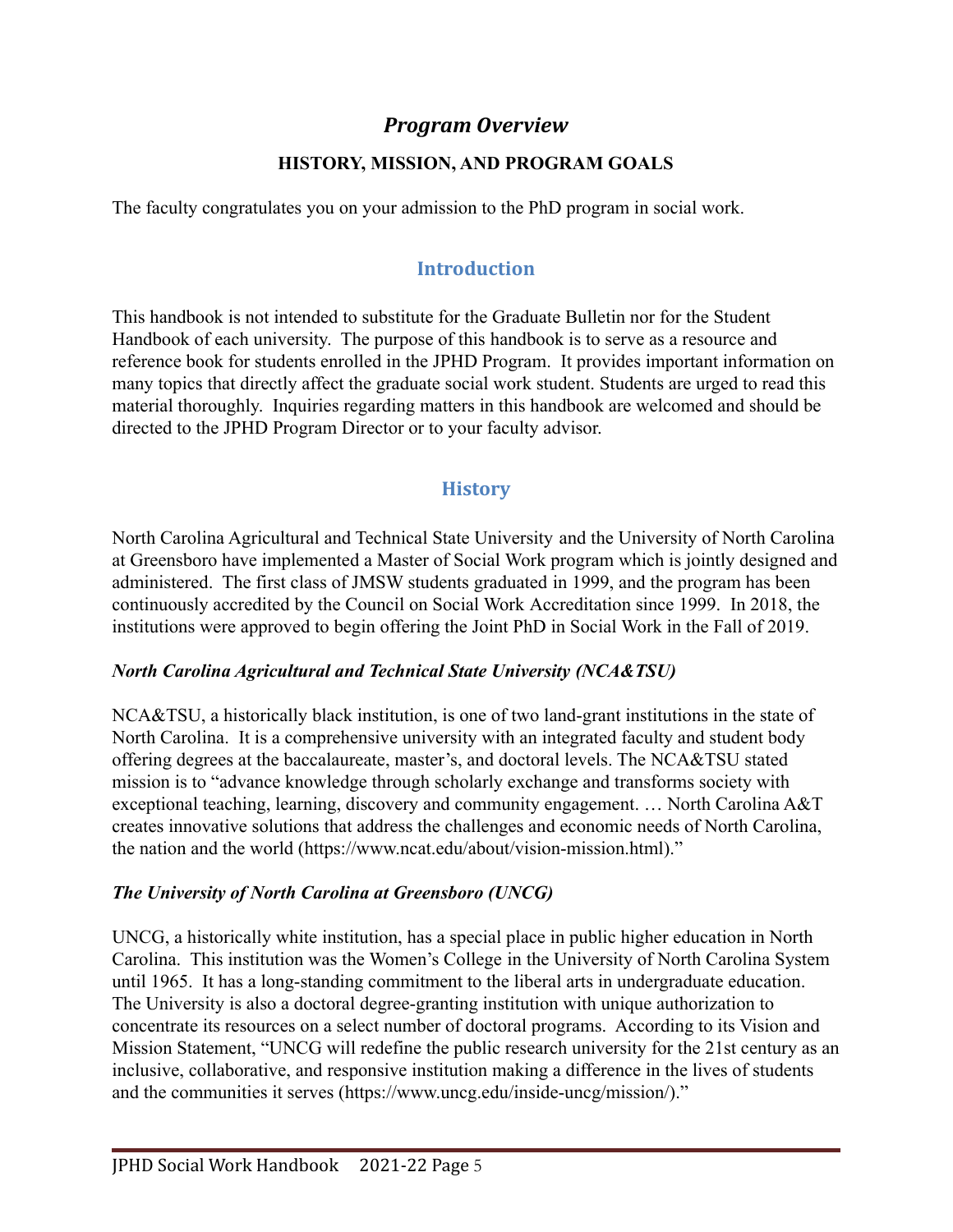# *Program Overview*

## HISTORY, MISSION, AND PROGRAM GOALS

The faculty congratulates you on your admission to the PhD program in social work.

## Introduction

This handbook is not intended to substitute for the Graduate Bulletin nor for the Student Handbook of each university. The purpose of this handbook is to serve as a resource and reference book for students enrolled in the JPHD Program. It provides important information on many topics that directly affect the graduate social work student. Students are urged to read this material thoroughly. Inquiries regarding matters in this handbook are welcomed and should be directed to the JPHD Program Director or to your faculty advisor.

## History

North Carolina Agricultural and Technical State University and the University of North Carolina at Greensboro have implemented a Master of Social Work program which is jointly designed and administered. The first class of JMSW students graduated in 1999, and the program has been continuously accredited by the Council on Social Work Accreditation since 1999. In 2018, the institutions were approved to begin offering the Joint PhD in Social Work in the Fall of 2019.

### *North Carolina Agricultural and Technical State University (NCA&TSU)*

NCA&TSU, a historically black institution, is one of two land-grant institutions in the state of North Carolina. It is a comprehensive university with an integrated faculty and student body offering degrees at the baccalaureate, master's, and doctoral levels. The NCA&TSU stated mission is to "advance knowledge through scholarly exchange and transforms society with exceptional teaching, learning, discovery and community engagement. … North Carolina A&T creates innovative solutions that address the challenges and economic needs of North Carolina, the nation and the world (https://www.ncat.edu/about/vision-mission.html)."

### *The University of North Carolina at Greensboro (UNCG)*

UNCG, a historically white institution, has a special place in public higher education in North Carolina. This institution was the Women's College in the University of North Carolina System until 1965. It has a long-standing commitment to the liberal arts in undergraduate education. The University is also a doctoral degree-granting institution with unique authorization to concentrate its resources on a select number of doctoral programs. According to its Vision and Mission Statement, "UNCG will redefine the public research university for the 21st century as an inclusive, collaborative, and responsive institution making a difference in the lives of students and the communities it serves (https://www.uncg.edu/inside-uncg/mission/)."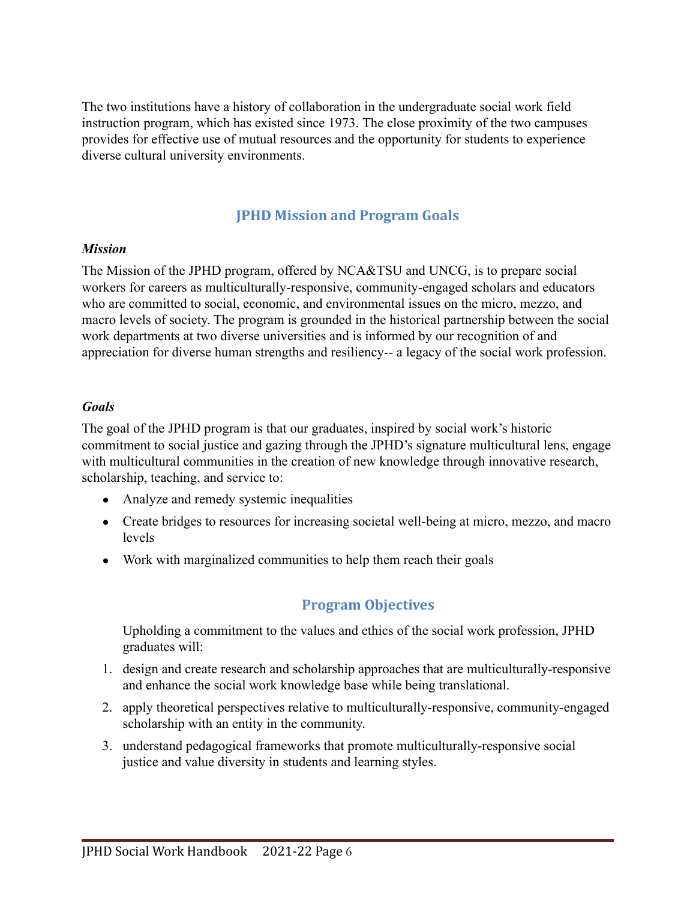The two institutions have a history of collaboration in the undergraduate social work field instruction program, which has existed since 1973. The close proximity of the two campuses provides for effective use of mutual resources and the opportunity for students to experience diverse cultural university environments.

## JPHD Mission and Program Goals

***Mission***

The Mission of the JPHD program, offered by NCA&TSU and UNCG, is to prepare social workers for careers as multiculturally-responsive, community-engaged scholars and educators who are committed to social, economic, and environmental issues on the micro, mezzo, and macro levels of society. The program is grounded in the historical partnership between the social work departments at two diverse universities and is informed by our recognition of and appreciation for diverse human strengths and resiliency-- a legacy of the social work profession.

***Goals***

The goal of the JPHD program is that our graduates, inspired by social work's historic commitment to social justice and gazing through the JPHD's signature multicultural lens, engage with multicultural communities in the creation of new knowledge through innovative research, scholarship, teaching, and service to:

- Analyze and remedy systemic inequalities
- Create bridges to resources for increasing societal well-being at micro, mezzo, and macro levels
- Work with marginalized communities to help them reach their goals

## Program Objectives

Upholding a commitment to the values and ethics of the social work profession, JPHD graduates will:

1. design and create research and scholarship approaches that are multiculturally-responsive and enhance the social work knowledge base while being translational.
2. apply theoretical perspectives relative to multiculturally-responsive, community-engaged scholarship with an entity in the community.
3. understand pedagogical frameworks that promote multiculturally-responsive social justice and value diversity in students and learning styles.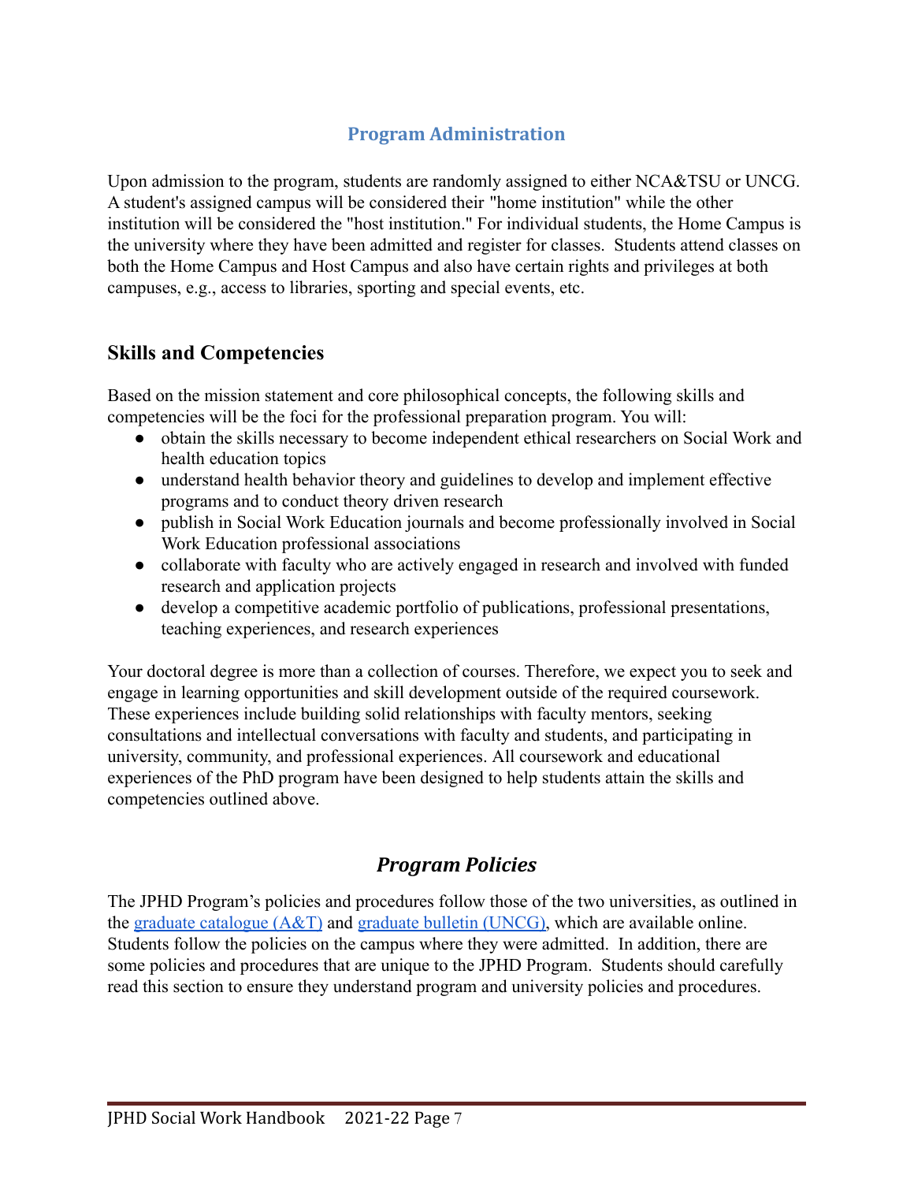## Program Administration

Upon admission to the program, students are randomly assigned to either NCA&TSU or UNCG. A student's assigned campus will be considered their "home institution" while the other institution will be considered the "host institution." For individual students, the Home Campus is the university where they have been admitted and register for classes. Students attend classes on both the Home Campus and Host Campus and also have certain rights and privileges at both campuses, e.g., access to libraries, sporting and special events, etc.

## Skills and Competencies

Based on the mission statement and core philosophical concepts, the following skills and competencies will be the foci for the professional preparation program. You will:

- obtain the skills necessary to become independent ethical researchers on Social Work and health education topics
- understand health behavior theory and guidelines to develop and implement effective programs and to conduct theory driven research
- publish in Social Work Education journals and become professionally involved in Social Work Education professional associations
- collaborate with faculty who are actively engaged in research and involved with funded research and application projects
- develop a competitive academic portfolio of publications, professional presentations, teaching experiences, and research experiences

Your doctoral degree is more than a collection of courses. Therefore, we expect you to seek and engage in learning opportunities and skill development outside of the required coursework. These experiences include building solid relationships with faculty mentors, seeking consultations and intellectual conversations with faculty and students, and participating in university, community, and professional experiences. All coursework and educational experiences of the PhD program have been designed to help students attain the skills and competencies outlined above.

## *Program Policies*

The JPHD Program's policies and procedures follow those of the two universities, as outlined in the graduate catalogue (A&T) and graduate bulletin (UNCG), which are available online. Students follow the policies on the campus where they were admitted. In addition, there are some policies and procedures that are unique to the JPHD Program. Students should carefully read this section to ensure they understand program and university policies and procedures.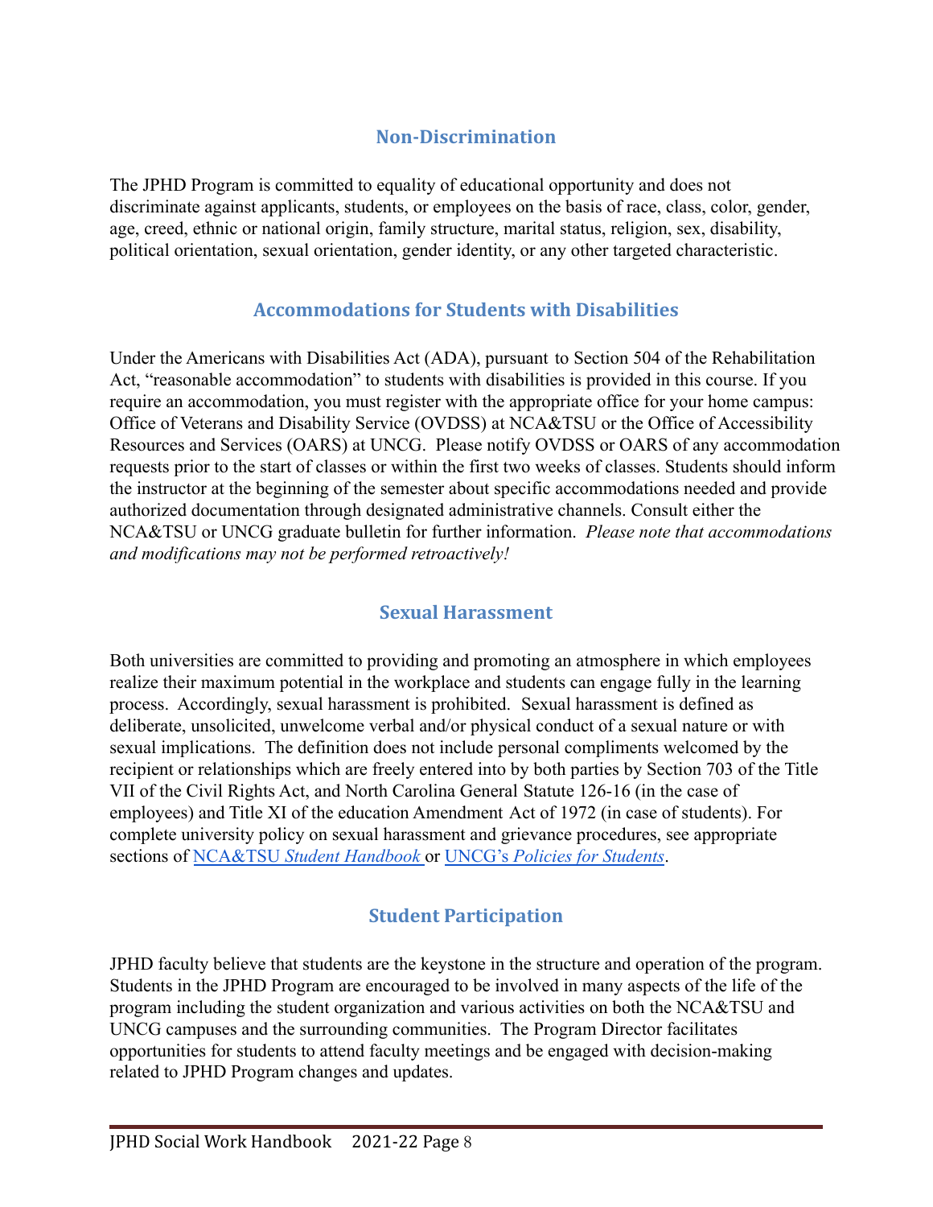## Non-Discrimination

The JPHD Program is committed to equality of educational opportunity and does not discriminate against applicants, students, or employees on the basis of race, class, color, gender, age, creed, ethnic or national origin, family structure, marital status, religion, sex, disability, political orientation, sexual orientation, gender identity, or any other targeted characteristic.

## Accommodations for Students with Disabilities

Under the Americans with Disabilities Act (ADA), pursuant to Section 504 of the Rehabilitation Act, "reasonable accommodation" to students with disabilities is provided in this course. If you require an accommodation, you must register with the appropriate office for your home campus: Office of Veterans and Disability Service (OVDSS) at NCA&TSU or the Office of Accessibility Resources and Services (OARS) at UNCG. Please notify OVDSS or OARS of any accommodation requests prior to the start of classes or within the first two weeks of classes. Students should inform the instructor at the beginning of the semester about specific accommodations needed and provide authorized documentation through designated administrative channels. Consult either the NCA&TSU or UNCG graduate bulletin for further information. *Please note that accommodations and modifications may not be performed retroactively!*

## Sexual Harassment

Both universities are committed to providing and promoting an atmosphere in which employees realize their maximum potential in the workplace and students can engage fully in the learning process. Accordingly, sexual harassment is prohibited. Sexual harassment is defined as deliberate, unsolicited, unwelcome verbal and/or physical conduct of a sexual nature or with sexual implications. The definition does not include personal compliments welcomed by the recipient or relationships which are freely entered into by both parties by Section 703 of the Title VII of the Civil Rights Act, and North Carolina General Statute 126-16 (in the case of employees) and Title XI of the education Amendment Act of 1972 (in case of students). For complete university policy on sexual harassment and grievance procedures, see appropriate sections of NCA&TSU *Student Handbook* or UNCG's *Policies for Students*.

## Student Participation

JPHD faculty believe that students are the keystone in the structure and operation of the program. Students in the JPHD Program are encouraged to be involved in many aspects of the life of the program including the student organization and various activities on both the NCA&TSU and UNCG campuses and the surrounding communities. The Program Director facilitates opportunities for students to attend faculty meetings and be engaged with decision-making related to JPHD Program changes and updates.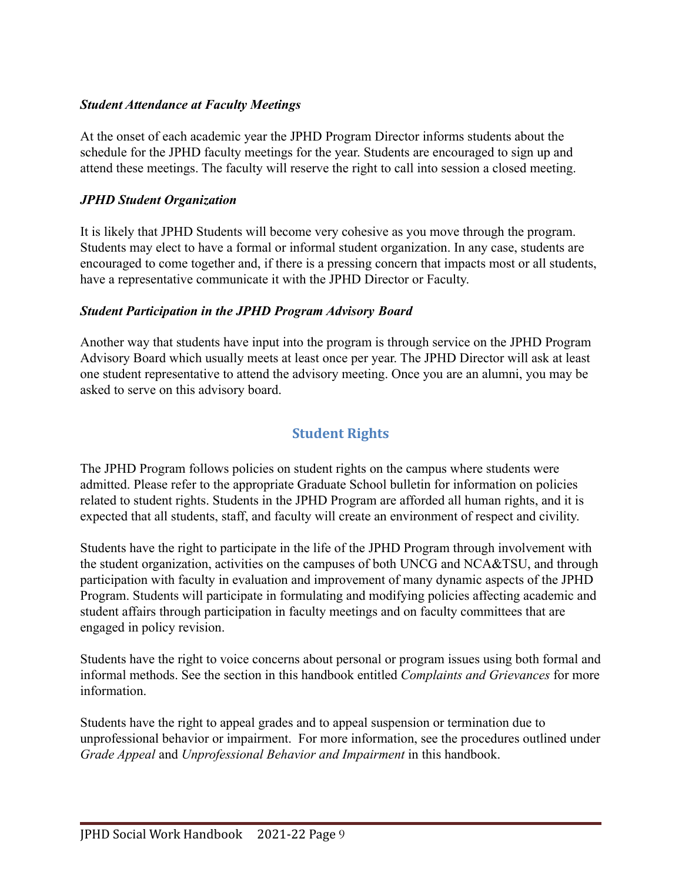***Student Attendance at Faculty Meetings***

At the onset of each academic year the JPHD Program Director informs students about the schedule for the JPHD faculty meetings for the year. Students are encouraged to sign up and attend these meetings. The faculty will reserve the right to call into session a closed meeting.

***JPHD Student Organization***

It is likely that JPHD Students will become very cohesive as you move through the program. Students may elect to have a formal or informal student organization. In any case, students are encouraged to come together and, if there is a pressing concern that impacts most or all students, have a representative communicate it with the JPHD Director or Faculty.

***Student Participation in the JPHD Program Advisory Board***

Another way that students have input into the program is through service on the JPHD Program Advisory Board which usually meets at least once per year. The JPHD Director will ask at least one student representative to attend the advisory meeting. Once you are an alumni, you may be asked to serve on this advisory board.

## Student Rights

The JPHD Program follows policies on student rights on the campus where students were admitted. Please refer to the appropriate Graduate School bulletin for information on policies related to student rights. Students in the JPHD Program are afforded all human rights, and it is expected that all students, staff, and faculty will create an environment of respect and civility.

Students have the right to participate in the life of the JPHD Program through involvement with the student organization, activities on the campuses of both UNCG and NCA&TSU, and through participation with faculty in evaluation and improvement of many dynamic aspects of the JPHD Program. Students will participate in formulating and modifying policies affecting academic and student affairs through participation in faculty meetings and on faculty committees that are engaged in policy revision.

Students have the right to voice concerns about personal or program issues using both formal and informal methods. See the section in this handbook entitled *Complaints and Grievances* for more information.

Students have the right to appeal grades and to appeal suspension or termination due to unprofessional behavior or impairment. For more information, see the procedures outlined under *Grade Appeal* and *Unprofessional Behavior and Impairment* in this handbook.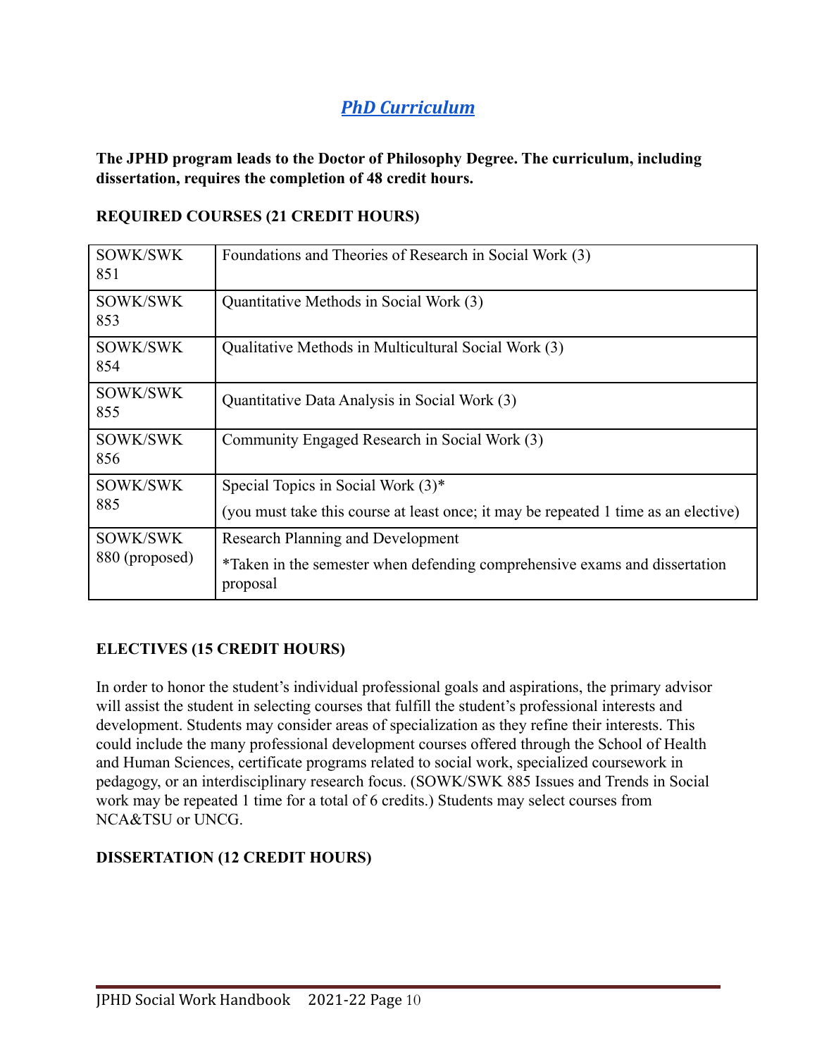# *PhD Curriculum*

**The JPHD program leads to the Doctor of Philosophy Degree. The curriculum, including dissertation, requires the completion of 48 credit hours.**

**REQUIRED COURSES (21 CREDIT HOURS)**

| | |
|---|---|
| SOWK/SWK 851 | Foundations and Theories of Research in Social Work (3) |
| SOWK/SWK 853 | Quantitative Methods in Social Work (3) |
| SOWK/SWK 854 | Qualitative Methods in Multicultural Social Work (3) |
| SOWK/SWK 855 | Quantitative Data Analysis in Social Work (3) |
| SOWK/SWK 856 | Community Engaged Research in Social Work (3) |
| SOWK/SWK 885 | Special Topics in Social Work (3)*<br>(you must take this course at least once; it may be repeated 1 time as an elective) |
| SOWK/SWK 880 (proposed) | Research Planning and Development<br>*Taken in the semester when defending comprehensive exams and dissertation proposal |

**ELECTIVES (15 CREDIT HOURS)**

In order to honor the student's individual professional goals and aspirations, the primary advisor will assist the student in selecting courses that fulfill the student's professional interests and development. Students may consider areas of specialization as they refine their interests. This could include the many professional development courses offered through the School of Health and Human Sciences, certificate programs related to social work, specialized coursework in pedagogy, or an interdisciplinary research focus. (SOWK/SWK 885 Issues and Trends in Social work may be repeated 1 time for a total of 6 credits.) Students may select courses from NCA&TSU or UNCG.

**DISSERTATION (12 CREDIT HOURS)**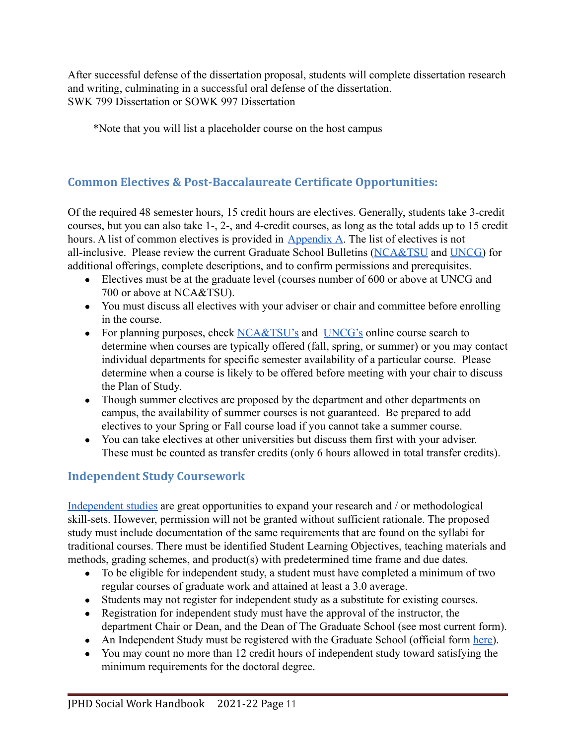After successful defense of the dissertation proposal, students will complete dissertation research and writing, culminating in a successful oral defense of the dissertation.
SWK 799 Dissertation or SOWK 997 Dissertation

*Note that you will list a placeholder course on the host campus

## Common Electives & Post-Baccalaureate Certificate Opportunities:

Of the required 48 semester hours, 15 credit hours are electives. Generally, students take 3-credit courses, but you can also take 1-, 2-, and 4-credit courses, as long as the total adds up to 15 credit hours. A list of common electives is provided in Appendix A. The list of electives is not all-inclusive. Please review the current Graduate School Bulletins (NCA&TSU and UNCG) for additional offerings, complete descriptions, and to confirm permissions and prerequisites.

- Electives must be at the graduate level (courses number of 600 or above at UNCG and 700 or above at NCA&TSU).
- You must discuss all electives with your adviser or chair and committee before enrolling in the course.
- For planning purposes, check NCA&TSU's and UNCG's online course search to determine when courses are typically offered (fall, spring, or summer) or you may contact individual departments for specific semester availability of a particular course. Please determine when a course is likely to be offered before meeting with your chair to discuss the Plan of Study.
- Though summer electives are proposed by the department and other departments on campus, the availability of summer courses is not guaranteed. Be prepared to add electives to your Spring or Fall course load if you cannot take a summer course.
- You can take electives at other universities but discuss them first with your adviser. These must be counted as transfer credits (only 6 hours allowed in total transfer credits).

## Independent Study Coursework

Independent studies are great opportunities to expand your research and / or methodological skill-sets. However, permission will not be granted without sufficient rationale. The proposed study must include documentation of the same requirements that are found on the syllabi for traditional courses. There must be identified Student Learning Objectives, teaching materials and methods, grading schemes, and product(s) with predetermined time frame and due dates.

- To be eligible for independent study, a student must have completed a minimum of two regular courses of graduate work and attained at least a 3.0 average.
- Students may not register for independent study as a substitute for existing courses.
- Registration for independent study must have the approval of the instructor, the department Chair or Dean, and the Dean of The Graduate School (see most current form).
- An Independent Study must be registered with the Graduate School (official form here).
- You may count no more than 12 credit hours of independent study toward satisfying the minimum requirements for the doctoral degree.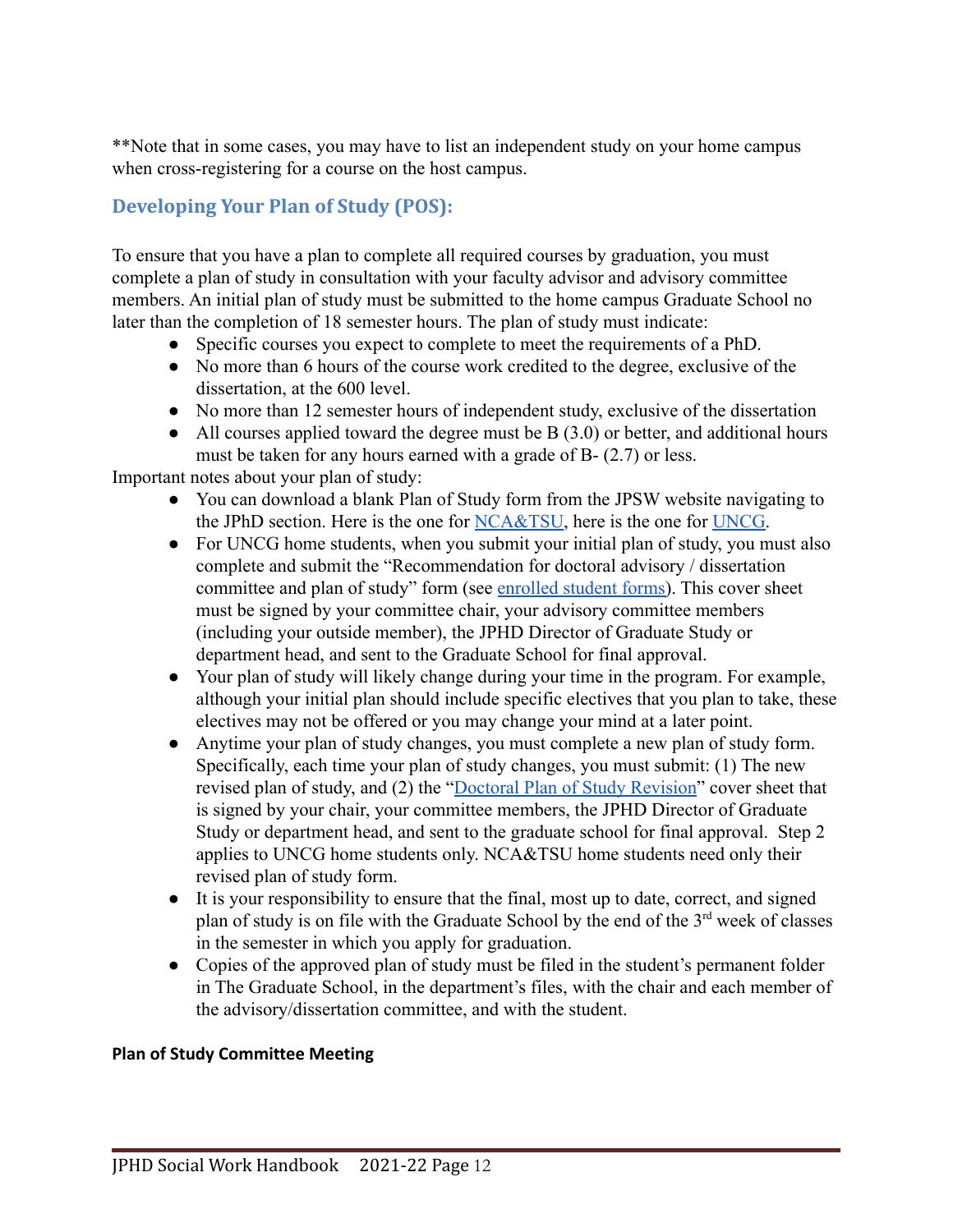**Note that in some cases, you may have to list an independent study on your home campus when cross-registering for a course on the host campus.

## Developing Your Plan of Study (POS):

To ensure that you have a plan to complete all required courses by graduation, you must complete a plan of study in consultation with your faculty advisor and advisory committee members. An initial plan of study must be submitted to the home campus Graduate School no later than the completion of 18 semester hours. The plan of study must indicate:

- Specific courses you expect to complete to meet the requirements of a PhD.
- No more than 6 hours of the course work credited to the degree, exclusive of the dissertation, at the 600 level.
- No more than 12 semester hours of independent study, exclusive of the dissertation
- All courses applied toward the degree must be B (3.0) or better, and additional hours must be taken for any hours earned with a grade of B- (2.7) or less.

Important notes about your plan of study:

- You can download a blank Plan of Study form from the JPSW website navigating to the JPhD section. Here is the one for NCA&TSU, here is the one for UNCG.
- For UNCG home students, when you submit your initial plan of study, you must also complete and submit the "Recommendation for doctoral advisory / dissertation committee and plan of study" form (see enrolled student forms). This cover sheet must be signed by your committee chair, your advisory committee members (including your outside member), the JPHD Director of Graduate Study or department head, and sent to the Graduate School for final approval.
- Your plan of study will likely change during your time in the program. For example, although your initial plan should include specific electives that you plan to take, these electives may not be offered or you may change your mind at a later point.
- Anytime your plan of study changes, you must complete a new plan of study form. Specifically, each time your plan of study changes, you must submit: (1) The new revised plan of study, and (2) the "Doctoral Plan of Study Revision" cover sheet that is signed by your chair, your committee members, the JPHD Director of Graduate Study or department head, and sent to the graduate school for final approval. Step 2 applies to UNCG home students only. NCA&TSU home students need only their revised plan of study form.
- It is your responsibility to ensure that the final, most up to date, correct, and signed plan of study is on file with the Graduate School by the end of the 3rd week of classes in the semester in which you apply for graduation.
- Copies of the approved plan of study must be filed in the student's permanent folder in The Graduate School, in the department's files, with the chair and each member of the advisory/dissertation committee, and with the student.

**Plan of Study Committee Meeting**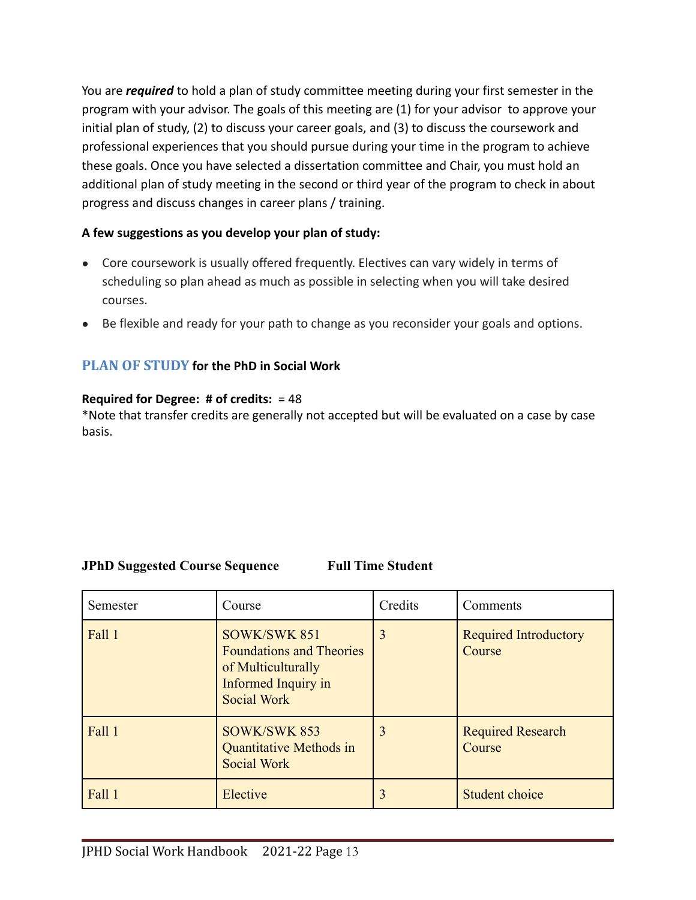You are ***required*** to hold a plan of study committee meeting during your first semester in the program with your advisor. The goals of this meeting are (1) for your advisor to approve your initial plan of study, (2) to discuss your career goals, and (3) to discuss the coursework and professional experiences that you should pursue during your time in the program to achieve these goals. Once you have selected a dissertation committee and Chair, you must hold an additional plan of study meeting in the second or third year of the program to check in about progress and discuss changes in career plans / training.

**A few suggestions as you develop your plan of study:**

- Core coursework is usually offered frequently. Electives can vary widely in terms of scheduling so plan ahead as much as possible in selecting when you will take desired courses.
- Be flexible and ready for your path to change as you reconsider your goals and options.

## PLAN OF STUDY for the PhD in Social Work

**Required for Degree: # of credits:** = 48

*Note that transfer credits are generally not accepted but will be evaluated on a case by case basis.

**JPhD Suggested Course Sequence** **Full Time Student**

| Semester | Course | Credits | Comments |
|---|---|---|---|
| Fall 1 | SOWK/SWK 851 Foundations and Theories of Multiculturally Informed Inquiry in Social Work | 3 | Required Introductory Course |
| Fall 1 | SOWK/SWK 853 Quantitative Methods in Social Work | 3 | Required Research Course |
| Fall 1 | Elective | 3 | Student choice |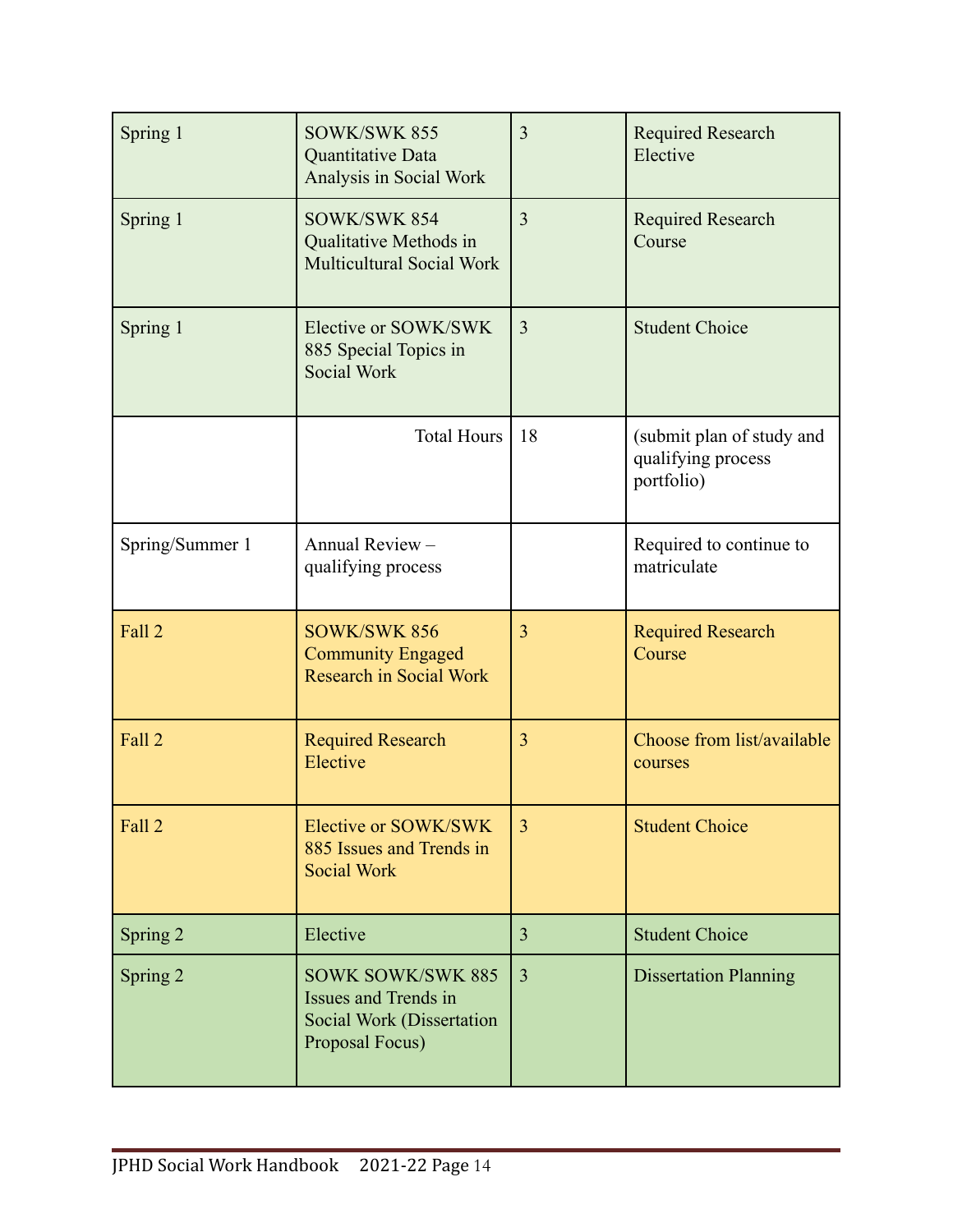| | | | |
|---|---|---|---|
| Spring 1 | SOWK/SWK 855 Quantitative Data Analysis in Social Work | 3 | Required Research Elective |
| Spring 1 | SOWK/SWK 854 Qualitative Methods in Multicultural Social Work | 3 | Required Research Course |
| Spring 1 | Elective or SOWK/SWK 885 Special Topics in Social Work | 3 | Student Choice |
| | Total Hours | 18 | (submit plan of study and qualifying process portfolio) |
| Spring/Summer 1 | Annual Review – qualifying process | | Required to continue to matriculate |
| Fall 2 | SOWK/SWK 856 Community Engaged Research in Social Work | 3 | Required Research Course |
| Fall 2 | Required Research Elective | 3 | Choose from list/available courses |
| Fall 2 | Elective or SOWK/SWK 885 Issues and Trends in Social Work | 3 | Student Choice |
| Spring 2 | Elective | 3 | Student Choice |
| Spring 2 | SOWK SOWK/SWK 885 Issues and Trends in Social Work (Dissertation Proposal Focus) | 3 | Dissertation Planning |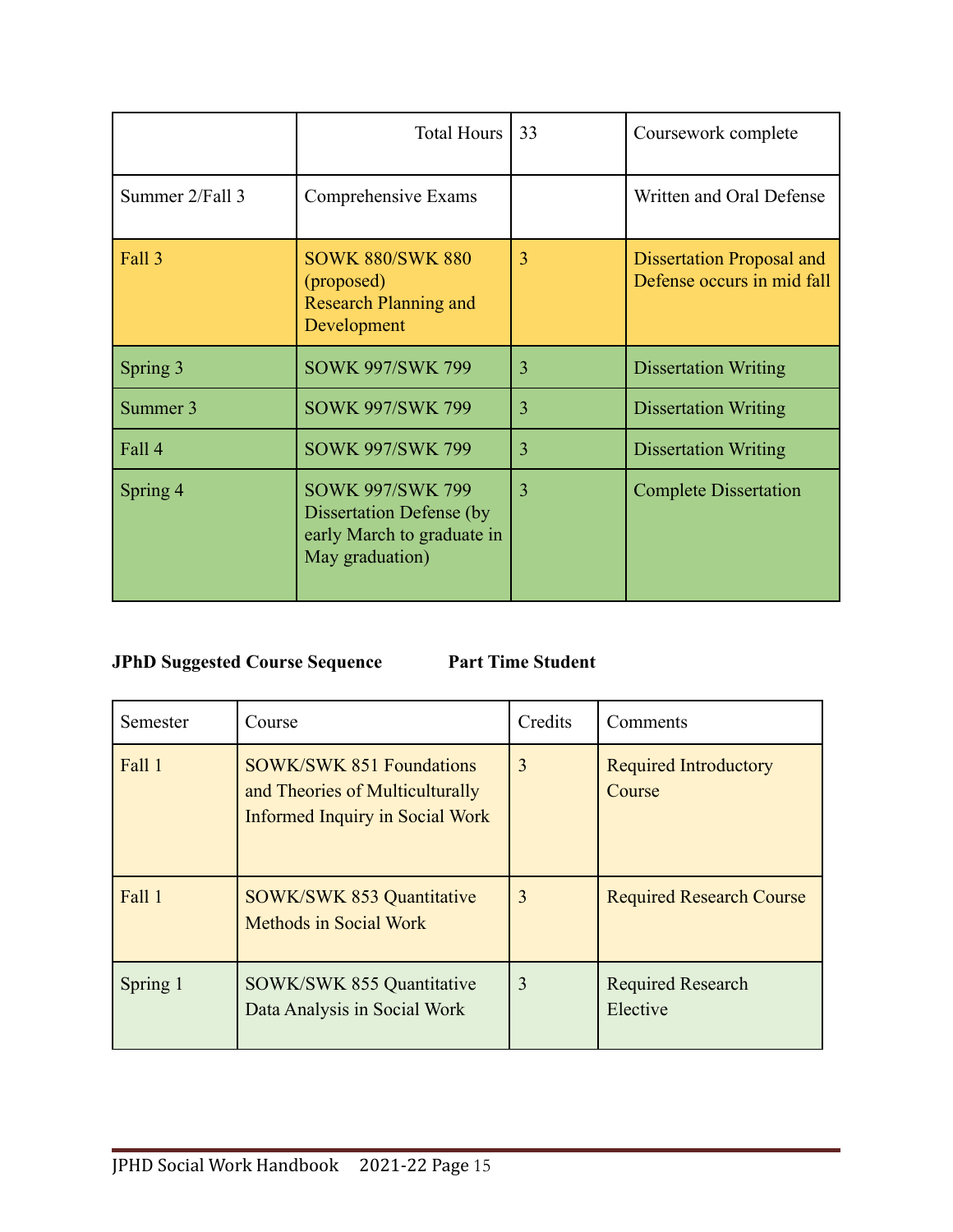| | Total Hours | 33 | Coursework complete |
|---|---|---|---|
| Summer 2/Fall 3 | Comprehensive Exams | | Written and Oral Defense |
| Fall 3 | SOWK 880/SWK 880 (proposed) Research Planning and Development | 3 | Dissertation Proposal and Defense occurs in mid fall |
| Spring 3 | SOWK 997/SWK 799 | 3 | Dissertation Writing |
| Summer 3 | SOWK 997/SWK 799 | 3 | Dissertation Writing |
| Fall 4 | SOWK 997/SWK 799 | 3 | Dissertation Writing |
| Spring 4 | SOWK 997/SWK 799 Dissertation Defense (by early March to graduate in May graduation) | 3 | Complete Dissertation |

**JPhD Suggested Course Sequence Part Time Student**

| Semester | Course | Credits | Comments |
|---|---|---|---|
| Fall 1 | SOWK/SWK 851 Foundations and Theories of Multiculturally Informed Inquiry in Social Work | 3 | Required Introductory Course |
| Fall 1 | SOWK/SWK 853 Quantitative Methods in Social Work | 3 | Required Research Course |
| Spring 1 | SOWK/SWK 855 Quantitative Data Analysis in Social Work | 3 | Required Research Elective |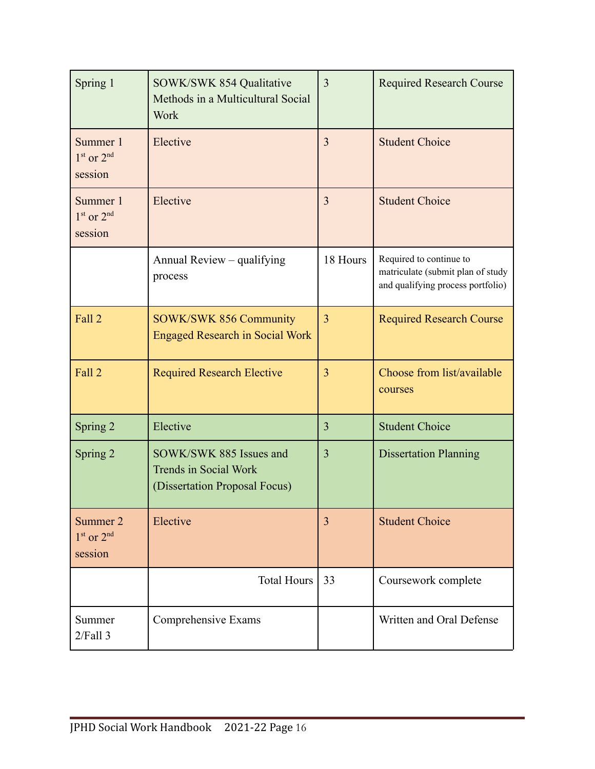| Spring 1 | SOWK/SWK 854 Qualitative Methods in a Multicultural Social Work | 3 | Required Research Course |
|---|---|---|---|
| Summer 1 1st or 2nd session | Elective | 3 | Student Choice |
| Summer 1 1st or 2nd session | Elective | 3 | Student Choice |
| | Annual Review – qualifying process | 18 Hours | Required to continue to matriculate (submit plan of study and qualifying process portfolio) |
| Fall 2 | SOWK/SWK 856 Community Engaged Research in Social Work | 3 | Required Research Course |
| Fall 2 | Required Research Elective | 3 | Choose from list/available courses |
| Spring 2 | Elective | 3 | Student Choice |
| Spring 2 | SOWK/SWK 885 Issues and Trends in Social Work (Dissertation Proposal Focus) | 3 | Dissertation Planning |
| Summer 2 1st or 2nd session | Elective | 3 | Student Choice |
| | Total Hours | 33 | Coursework complete |
| Summer 2/Fall 3 | Comprehensive Exams | | Written and Oral Defense |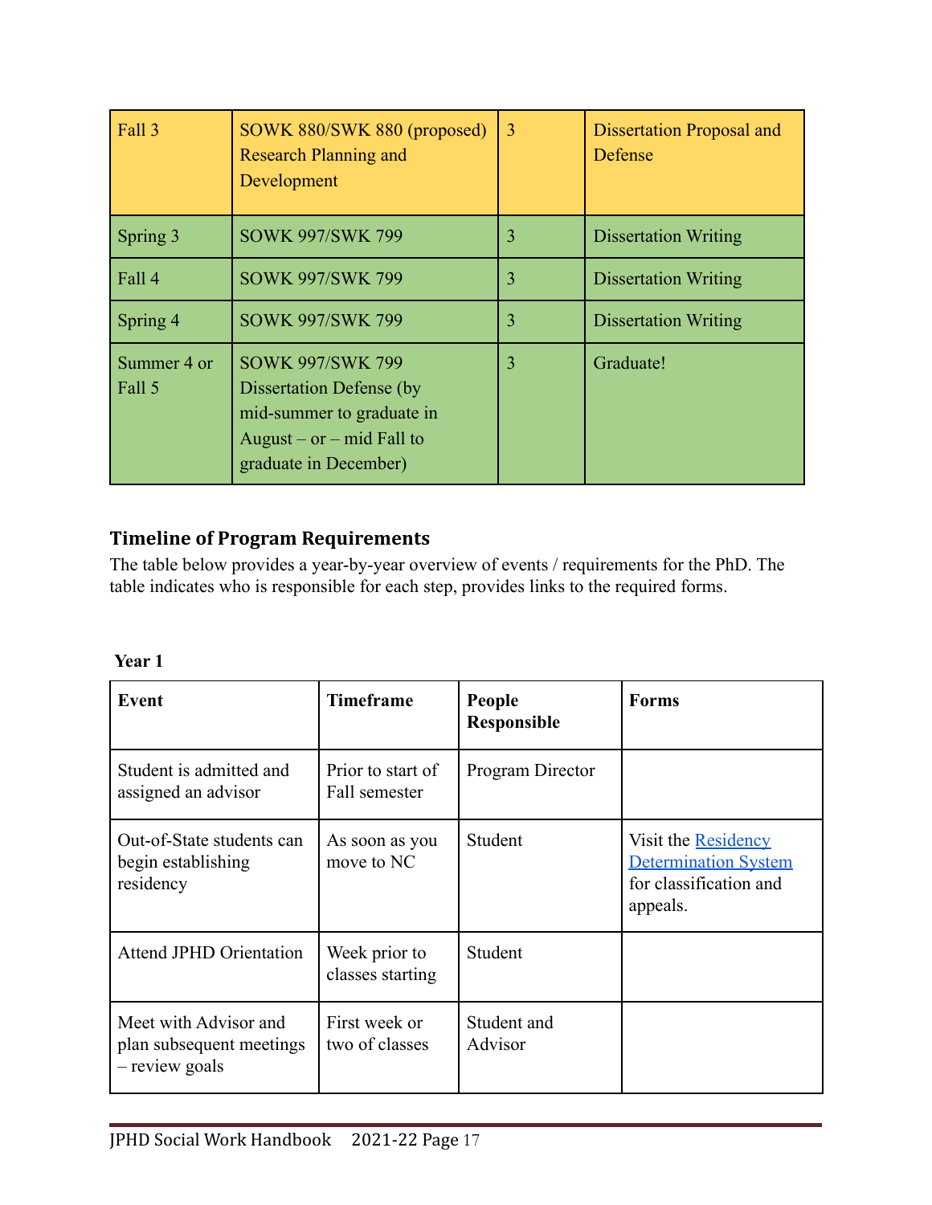| Fall 3 | SOWK 880/SWK 880 (proposed) Research Planning and Development | 3 | Dissertation Proposal and Defense |
|---|---|---|---|
| Spring 3 | SOWK 997/SWK 799 | 3 | Dissertation Writing |
| Fall 4 | SOWK 997/SWK 799 | 3 | Dissertation Writing |
| Spring 4 | SOWK 997/SWK 799 | 3 | Dissertation Writing |
| Summer 4 or Fall 5 | SOWK 997/SWK 799 Dissertation Defense (by mid-summer to graduate in August – or – mid Fall to graduate in December) | 3 | Graduate! |

### Timeline of Program Requirements

The table below provides a year-by-year overview of events / requirements for the PhD. The table indicates who is responsible for each step, provides links to the required forms.

**Year 1**

| Event | Timeframe | People Responsible | Forms |
|---|---|---|---|
| Student is admitted and assigned an advisor | Prior to start of Fall semester | Program Director | |
| Out-of-State students can begin establishing residency | As soon as you move to NC | Student | Visit the Residency Determination System for classification and appeals. |
| Attend JPHD Orientation | Week prior to classes starting | Student | |
| Meet with Advisor and plan subsequent meetings – review goals | First week or two of classes | Student and Advisor | |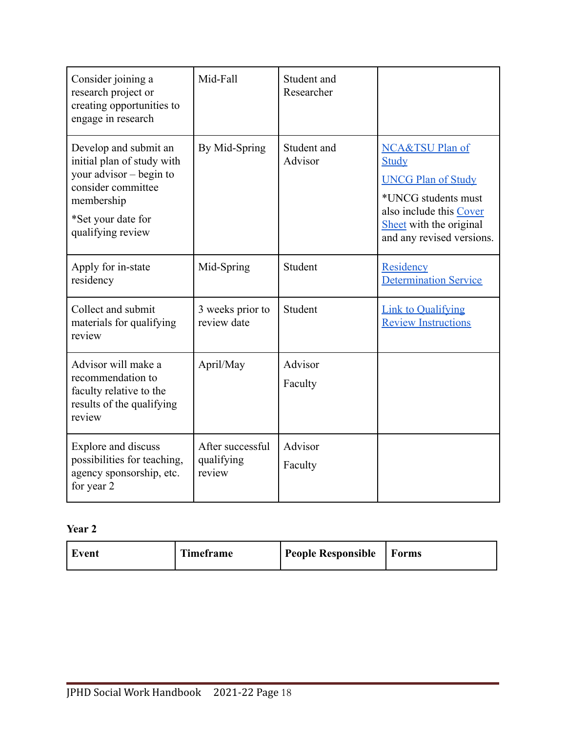| | | | |
|---|---|---|---|
| Consider joining a research project or creating opportunities to engage in research | Mid-Fall | Student and Researcher | |
| Develop and submit an initial plan of study with your advisor – begin to consider committee membership<br><br>*Set your date for qualifying review | By Mid-Spring | Student and Advisor | NCA&TSU Plan of Study<br><br>UNCG Plan of Study<br><br>*UNCG students must also include this Cover Sheet with the original and any revised versions. |
| Apply for in-state residency | Mid-Spring | Student | Residency Determination Service |
| Collect and submit materials for qualifying review | 3 weeks prior to review date | Student | Link to Qualifying Review Instructions |
| Advisor will make a recommendation to faculty relative to the results of the qualifying review | April/May | Advisor<br><br>Faculty | |
| Explore and discuss possibilities for teaching, agency sponsorship, etc. for year 2 | After successful qualifying review | Advisor<br><br>Faculty | |

**Year 2**

| Event | Timeframe | People Responsible | Forms |
|---|---|---|---|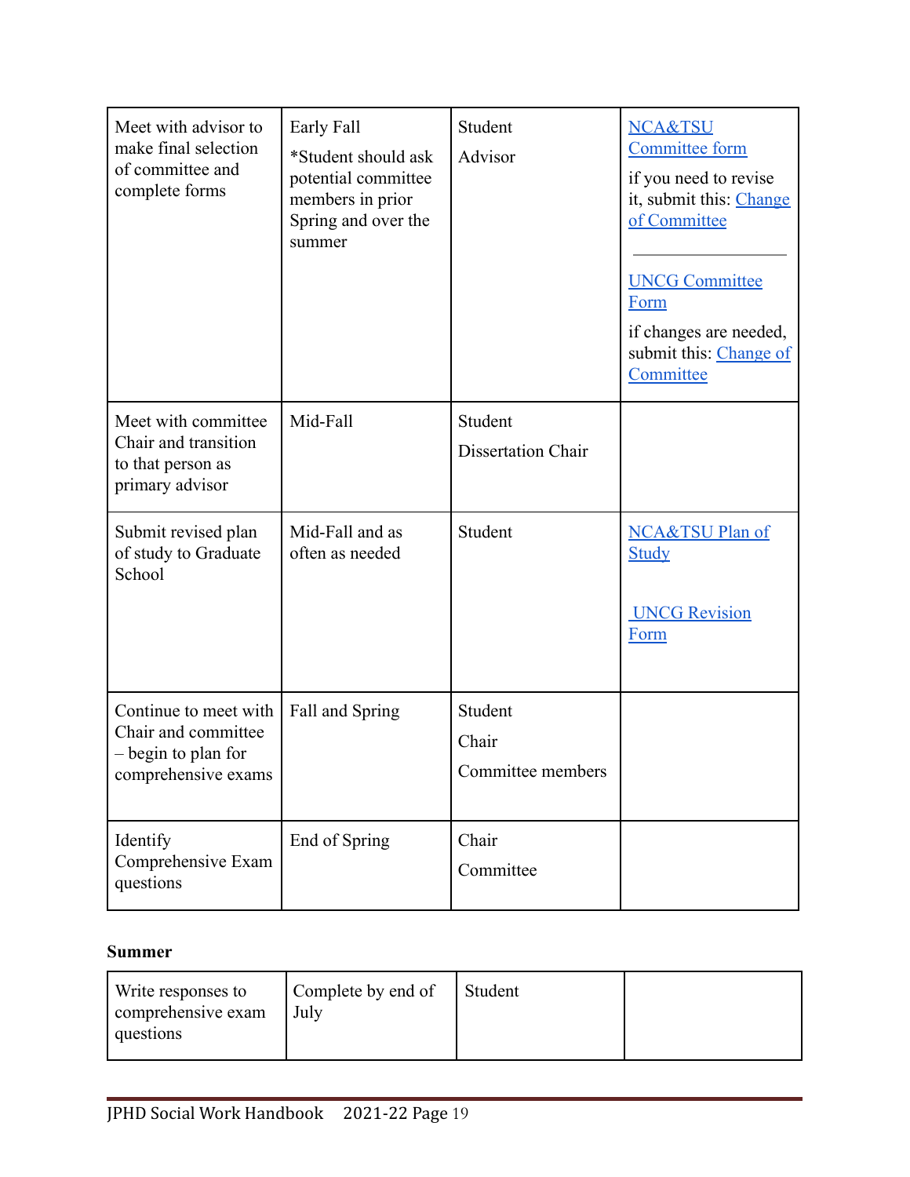| | | | |
|---|---|---|---|
| Meet with advisor to make final selection of committee and complete forms | Early Fall<br>*Student should ask potential committee members in prior Spring and over the summer | Student<br>Advisor | NCA&TSU Committee form<br>if you need to revise it, submit this: Change of Committee<br>---<br>UNCG Committee Form<br>if changes are needed, submit this: Change of Committee |
| Meet with committee Chair and transition to that person as primary advisor | Mid-Fall | Student<br>Dissertation Chair | |
| Submit revised plan of study to Graduate School | Mid-Fall and as often as needed | Student | NCA&TSU Plan of Study<br><br>UNCG Revision Form |
| Continue to meet with Chair and committee – begin to plan for comprehensive exams | Fall and Spring | Student<br>Chair<br>Committee members | |
| Identify Comprehensive Exam questions | End of Spring | Chair<br>Committee | |

**Summer**

| | | | |
|---|---|---|---|
| Write responses to comprehensive exam questions | Complete by end of July | Student | |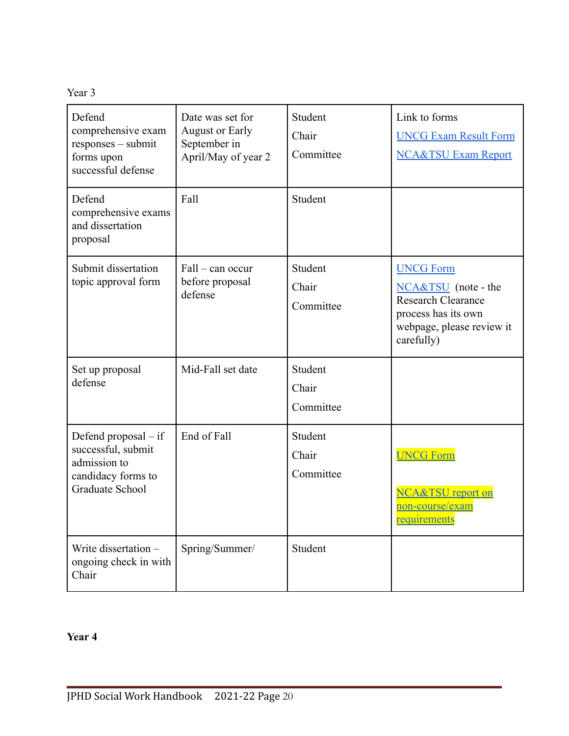Year 3

| Defend comprehensive exam responses – submit forms upon successful defense | Date was set for August or Early September in April/May of year 2 | Student<br>Chair<br>Committee | Link to forms<br>UNCG Exam Result Form<br>NCA&TSU Exam Report |
|---|---|---|---|
| Defend comprehensive exams and dissertation proposal | Fall | Student | |
| Submit dissertation topic approval form | Fall – can occur before proposal defense | Student<br>Chair<br>Committee | UNCG Form<br>NCA&TSU (note - the Research Clearance process has its own webpage, please review it carefully) |
| Set up proposal defense | Mid-Fall set date | Student<br>Chair<br>Committee | |
| Defend proposal – if successful, submit admission to candidacy forms to Graduate School | End of Fall | Student<br>Chair<br>Committee | UNCG Form<br><br>NCA&TSU report on non-course/exam requirements |
| Write dissertation – ongoing check in with Chair | Spring/Summer/ | Student | |

**Year 4**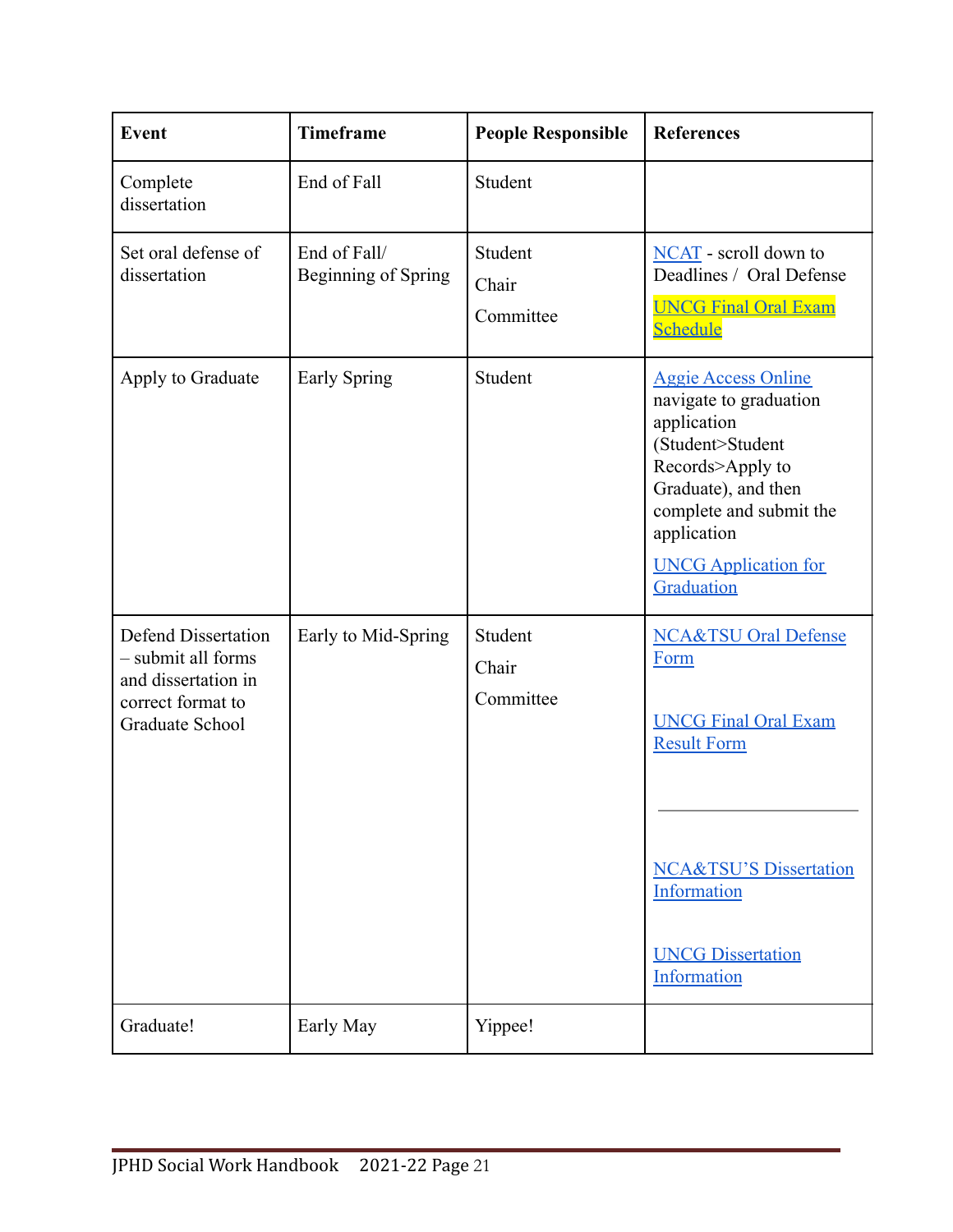| Event | Timeframe | People Responsible | References |
|---|---|---|---|
| Complete dissertation | End of Fall | Student | |
| Set oral defense of dissertation | End of Fall/ Beginning of Spring | Student<br>Chair<br>Committee | NCAT - scroll down to Deadlines / Oral Defense<br>UNCG Final Oral Exam Schedule |
| Apply to Graduate | Early Spring | Student | Aggie Access Online navigate to graduation application (Student>Student Records>Apply to Graduate), and then complete and submit the application<br>UNCG Application for Graduation |
| Defend Dissertation – submit all forms and dissertation in correct format to Graduate School | Early to Mid-Spring | Student<br>Chair<br>Committee | NCA&TSU Oral Defense Form<br>UNCG Final Oral Exam Result Form<br>NCA&TSU'S Dissertation Information<br>UNCG Dissertation Information |
| Graduate! | Early May | Yippee! | |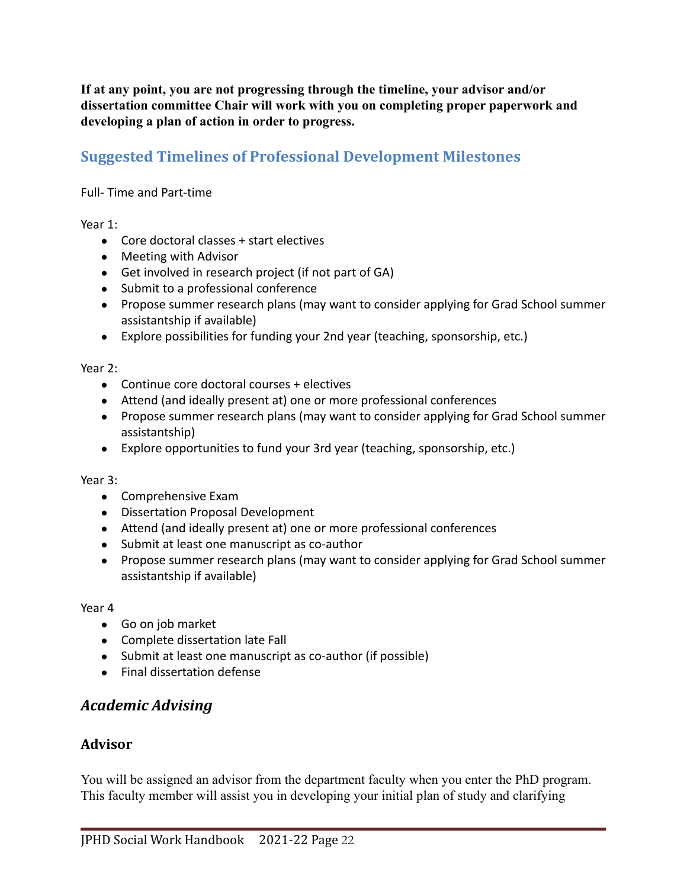**If at any point, you are not progressing through the timeline, your advisor and/or dissertation committee Chair will work with you on completing proper paperwork and developing a plan of action in order to progress.**

## Suggested Timelines of Professional Development Milestones

Full- Time and Part-time

Year 1:

- Core doctoral classes + start electives
- Meeting with Advisor
- Get involved in research project (if not part of GA)
- Submit to a professional conference
- Propose summer research plans (may want to consider applying for Grad School summer assistantship if available)
- Explore possibilities for funding your 2nd year (teaching, sponsorship, etc.)

Year 2:

- Continue core doctoral courses + electives
- Attend (and ideally present at) one or more professional conferences
- Propose summer research plans (may want to consider applying for Grad School summer assistantship)
- Explore opportunities to fund your 3rd year (teaching, sponsorship, etc.)

Year 3:

- Comprehensive Exam
- Dissertation Proposal Development
- Attend (and ideally present at) one or more professional conferences
- Submit at least one manuscript as co-author
- Propose summer research plans (may want to consider applying for Grad School summer assistantship if available)

Year 4

- Go on job market
- Complete dissertation late Fall
- Submit at least one manuscript as co-author (if possible)
- Final dissertation defense

## *Academic Advising*

### Advisor

You will be assigned an advisor from the department faculty when you enter the PhD program. This faculty member will assist you in developing your initial plan of study and clarifying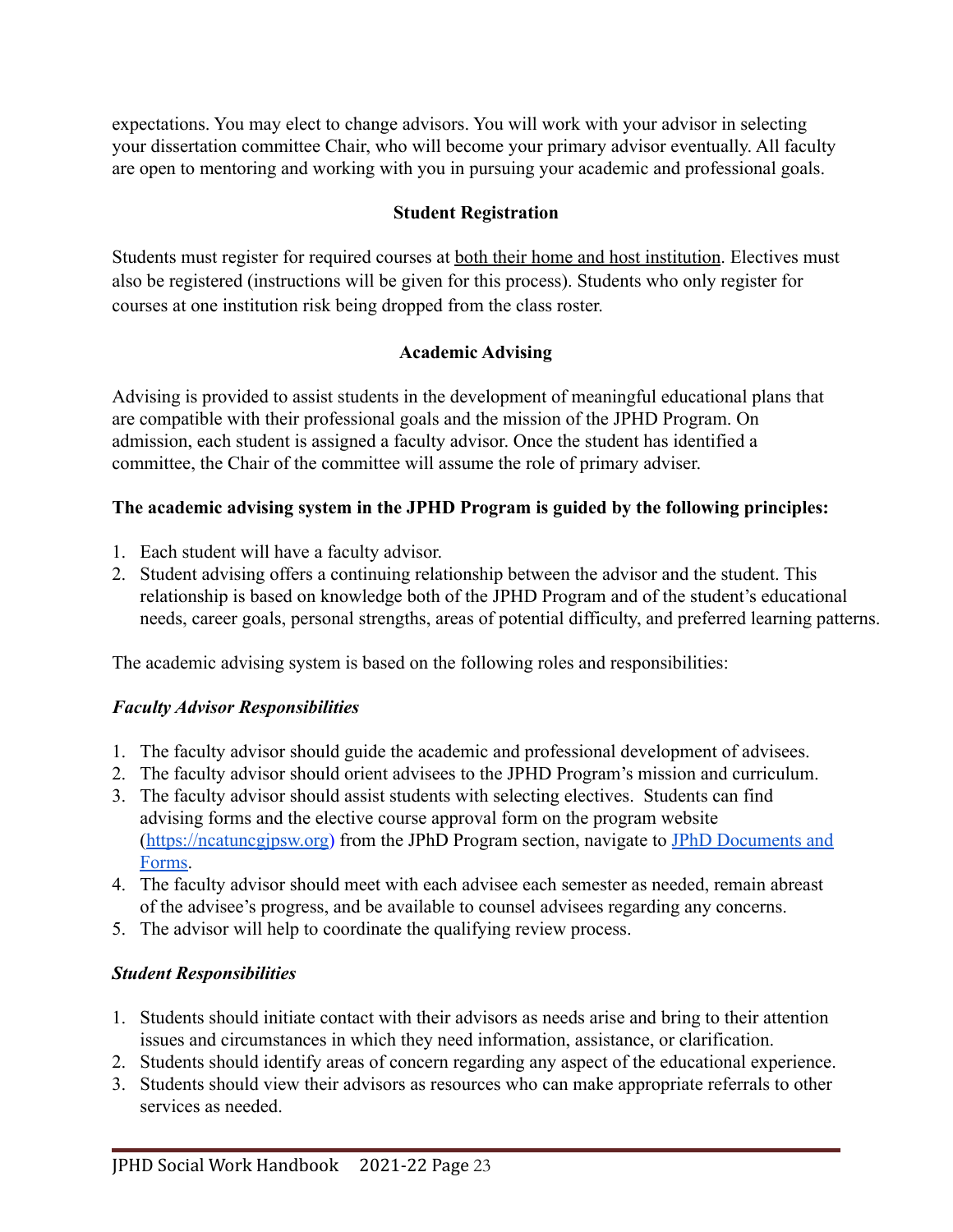expectations. You may elect to change advisors. You will work with your advisor in selecting your dissertation committee Chair, who will become your primary advisor eventually. All faculty are open to mentoring and working with you in pursuing your academic and professional goals.

## Student Registration

Students must register for required courses at both their home and host institution. Electives must also be registered (instructions will be given for this process). Students who only register for courses at one institution risk being dropped from the class roster.

## Academic Advising

Advising is provided to assist students in the development of meaningful educational plans that are compatible with their professional goals and the mission of the JPHD Program. On admission, each student is assigned a faculty advisor. Once the student has identified a committee, the Chair of the committee will assume the role of primary adviser.

**The academic advising system in the JPHD Program is guided by the following principles:**

1. Each student will have a faculty advisor.
2. Student advising offers a continuing relationship between the advisor and the student. This relationship is based on knowledge both of the JPHD Program and of the student's educational needs, career goals, personal strengths, areas of potential difficulty, and preferred learning patterns.

The academic advising system is based on the following roles and responsibilities:

***Faculty Advisor Responsibilities***

1. The faculty advisor should guide the academic and professional development of advisees.
2. The faculty advisor should orient advisees to the JPHD Program's mission and curriculum.
3. The faculty advisor should assist students with selecting electives. Students can find advising forms and the elective course approval form on the program website ([https://ncatuncgjpsw.org](https://ncatuncgjpsw.org)) from the JPhD Program section, navigate to JPhD Documents and Forms.
4. The faculty advisor should meet with each advisee each semester as needed, remain abreast of the advisee's progress, and be available to counsel advisees regarding any concerns.
5. The advisor will help to coordinate the qualifying review process.

***Student Responsibilities***

1. Students should initiate contact with their advisors as needs arise and bring to their attention issues and circumstances in which they need information, assistance, or clarification.
2. Students should identify areas of concern regarding any aspect of the educational experience.
3. Students should view their advisors as resources who can make appropriate referrals to other services as needed.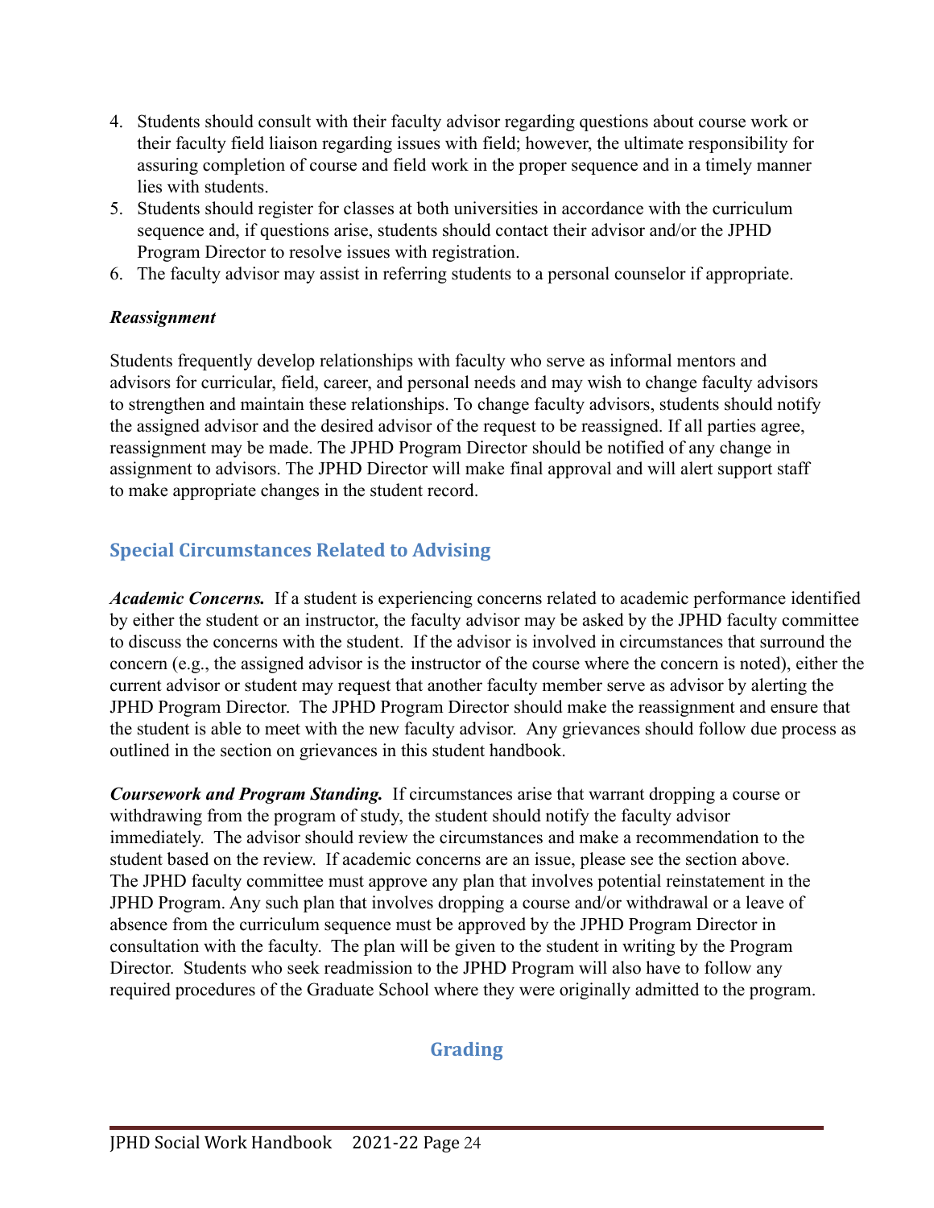4. Students should consult with their faculty advisor regarding questions about course work or their faculty field liaison regarding issues with field; however, the ultimate responsibility for assuring completion of course and field work in the proper sequence and in a timely manner lies with students.
5. Students should register for classes at both universities in accordance with the curriculum sequence and, if questions arise, students should contact their advisor and/or the JPHD Program Director to resolve issues with registration.
6. The faculty advisor may assist in referring students to a personal counselor if appropriate.

***Reassignment***

Students frequently develop relationships with faculty who serve as informal mentors and advisors for curricular, field, career, and personal needs and may wish to change faculty advisors to strengthen and maintain these relationships. To change faculty advisors, students should notify the assigned advisor and the desired advisor of the request to be reassigned. If all parties agree, reassignment may be made. The JPHD Program Director should be notified of any change in assignment to advisors. The JPHD Director will make final approval and will alert support staff to make appropriate changes in the student record.

## Special Circumstances Related to Advising

***Academic Concerns.*** If a student is experiencing concerns related to academic performance identified by either the student or an instructor, the faculty advisor may be asked by the JPHD faculty committee to discuss the concerns with the student. If the advisor is involved in circumstances that surround the concern (e.g., the assigned advisor is the instructor of the course where the concern is noted), either the current advisor or student may request that another faculty member serve as advisor by alerting the JPHD Program Director. The JPHD Program Director should make the reassignment and ensure that the student is able to meet with the new faculty advisor. Any grievances should follow due process as outlined in the section on grievances in this student handbook.

***Coursework and Program Standing.*** If circumstances arise that warrant dropping a course or withdrawing from the program of study, the student should notify the faculty advisor immediately. The advisor should review the circumstances and make a recommendation to the student based on the review. If academic concerns are an issue, please see the section above. The JPHD faculty committee must approve any plan that involves potential reinstatement in the JPHD Program. Any such plan that involves dropping a course and/or withdrawal or a leave of absence from the curriculum sequence must be approved by the JPHD Program Director in consultation with the faculty. The plan will be given to the student in writing by the Program Director. Students who seek readmission to the JPHD Program will also have to follow any required procedures of the Graduate School where they were originally admitted to the program.

## Grading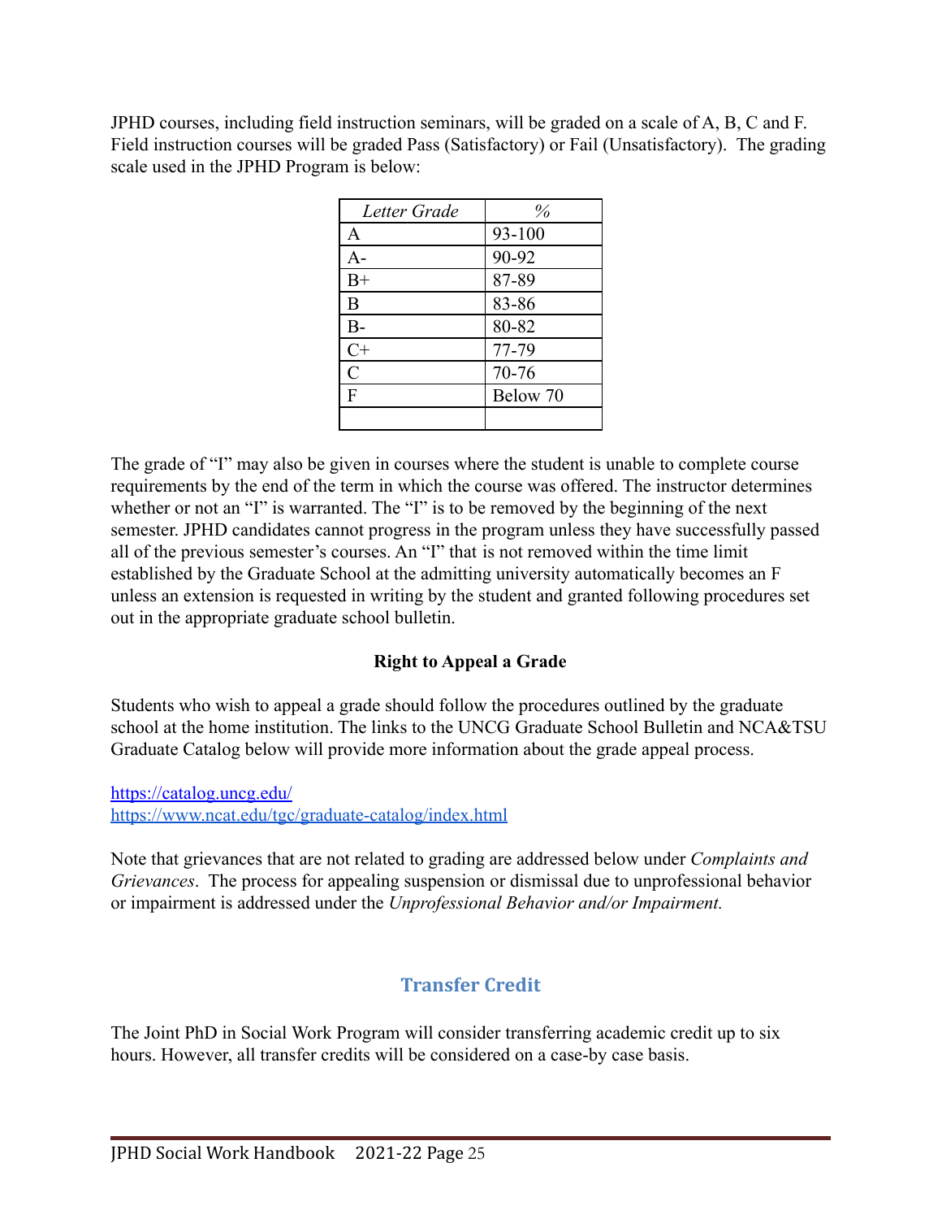JPHD courses, including field instruction seminars, will be graded on a scale of A, B, C and F. Field instruction courses will be graded Pass (Satisfactory) or Fail (Unsatisfactory). The grading scale used in the JPHD Program is below:

| *Letter Grade* | *%* |
|---|---|
| A | 93-100 |
| A- | 90-92 |
| B+ | 87-89 |
| B | 83-86 |
| B- | 80-82 |
| C+ | 77-79 |
| C | 70-76 |
| F | Below 70 |
| | |

The grade of "I" may also be given in courses where the student is unable to complete course requirements by the end of the term in which the course was offered. The instructor determines whether or not an "I" is warranted. The "I" is to be removed by the beginning of the next semester. JPHD candidates cannot progress in the program unless they have successfully passed all of the previous semester's courses. An "I" that is not removed within the time limit established by the Graduate School at the admitting university automatically becomes an F unless an extension is requested in writing by the student and granted following procedures set out in the appropriate graduate school bulletin.

**Right to Appeal a Grade**

Students who wish to appeal a grade should follow the procedures outlined by the graduate school at the home institution. The links to the UNCG Graduate School Bulletin and NCA&TSU Graduate Catalog below will provide more information about the grade appeal process.

https://catalog.uncg.edu/
https://www.ncat.edu/tgc/graduate-catalog/index.html

Note that grievances that are not related to grading are addressed below under *Complaints and Grievances*. The process for appealing suspension or dismissal due to unprofessional behavior or impairment is addressed under the *Unprofessional Behavior and/or Impairment.*

## Transfer Credit

The Joint PhD in Social Work Program will consider transferring academic credit up to six hours. However, all transfer credits will be considered on a case-by case basis.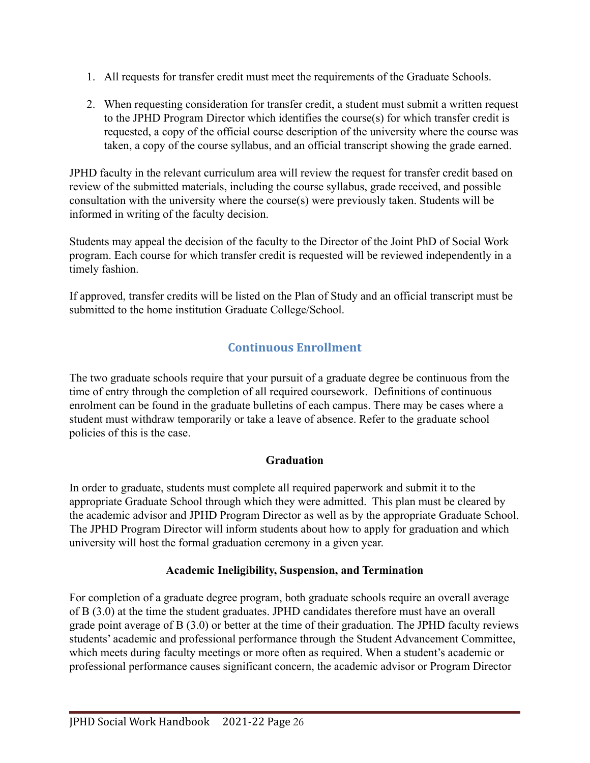1. All requests for transfer credit must meet the requirements of the Graduate Schools.

2. When requesting consideration for transfer credit, a student must submit a written request to the JPHD Program Director which identifies the course(s) for which transfer credit is requested, a copy of the official course description of the university where the course was taken, a copy of the course syllabus, and an official transcript showing the grade earned.

JPHD faculty in the relevant curriculum area will review the request for transfer credit based on review of the submitted materials, including the course syllabus, grade received, and possible consultation with the university where the course(s) were previously taken. Students will be informed in writing of the faculty decision.

Students may appeal the decision of the faculty to the Director of the Joint PhD of Social Work program. Each course for which transfer credit is requested will be reviewed independently in a timely fashion.

If approved, transfer credits will be listed on the Plan of Study and an official transcript must be submitted to the home institution Graduate College/School.

## Continuous Enrollment

The two graduate schools require that your pursuit of a graduate degree be continuous from the time of entry through the completion of all required coursework. Definitions of continuous enrolment can be found in the graduate bulletins of each campus. There may be cases where a student must withdraw temporarily or take a leave of absence. Refer to the graduate school policies of this is the case.

### Graduation

In order to graduate, students must complete all required paperwork and submit it to the appropriate Graduate School through which they were admitted. This plan must be cleared by the academic advisor and JPHD Program Director as well as by the appropriate Graduate School. The JPHD Program Director will inform students about how to apply for graduation and which university will host the formal graduation ceremony in a given year.

### Academic Ineligibility, Suspension, and Termination

For completion of a graduate degree program, both graduate schools require an overall average of B (3.0) at the time the student graduates. JPHD candidates therefore must have an overall grade point average of B (3.0) or better at the time of their graduation. The JPHD faculty reviews students' academic and professional performance through the Student Advancement Committee, which meets during faculty meetings or more often as required. When a student's academic or professional performance causes significant concern, the academic advisor or Program Director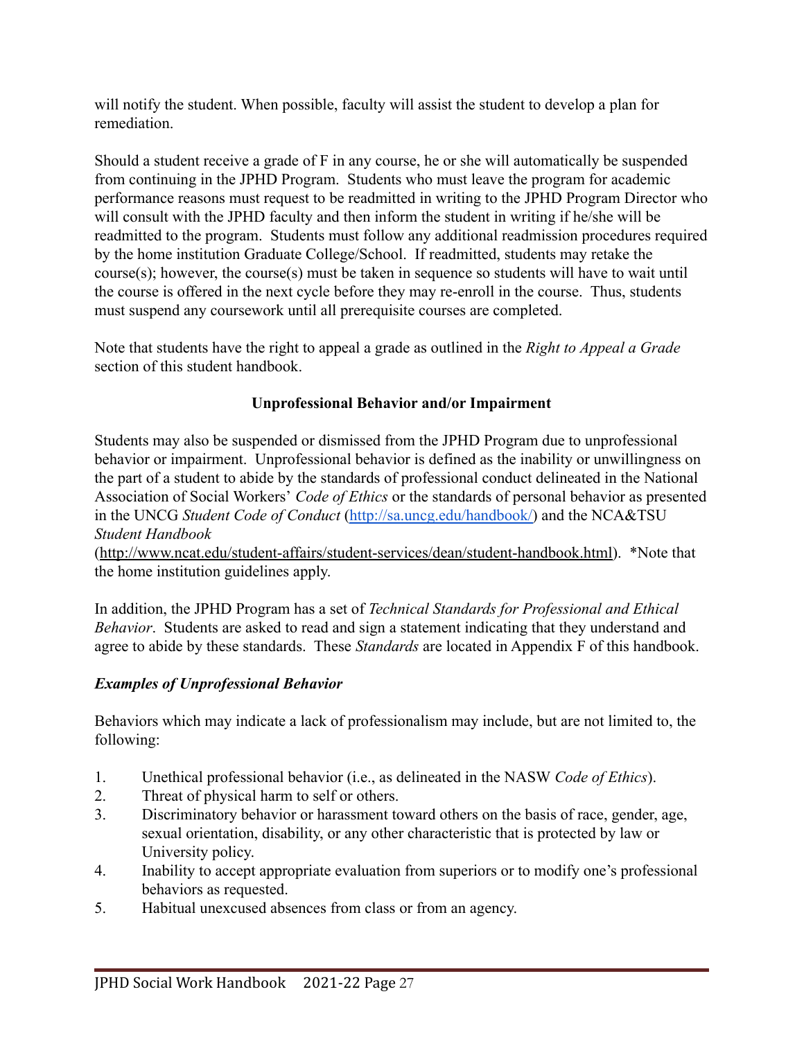will notify the student. When possible, faculty will assist the student to develop a plan for remediation.

Should a student receive a grade of F in any course, he or she will automatically be suspended from continuing in the JPHD Program. Students who must leave the program for academic performance reasons must request to be readmitted in writing to the JPHD Program Director who will consult with the JPHD faculty and then inform the student in writing if he/she will be readmitted to the program. Students must follow any additional readmission procedures required by the home institution Graduate College/School. If readmitted, students may retake the course(s); however, the course(s) must be taken in sequence so students will have to wait until the course is offered in the next cycle before they may re-enroll in the course. Thus, students must suspend any coursework until all prerequisite courses are completed.

Note that students have the right to appeal a grade as outlined in the *Right to Appeal a Grade* section of this student handbook.

## Unprofessional Behavior and/or Impairment

Students may also be suspended or dismissed from the JPHD Program due to unprofessional behavior or impairment. Unprofessional behavior is defined as the inability or unwillingness on the part of a student to abide by the standards of professional conduct delineated in the National Association of Social Workers' *Code of Ethics* or the standards of personal behavior as presented in the UNCG *Student Code of Conduct* (http://sa.uncg.edu/handbook/) and the NCA&TSU *Student Handbook* (http://www.ncat.edu/student-affairs/student-services/dean/student-handbook.html). *Note that the home institution guidelines apply.

In addition, the JPHD Program has a set of *Technical Standards for Professional and Ethical Behavior*. Students are asked to read and sign a statement indicating that they understand and agree to abide by these standards. These *Standards* are located in Appendix F of this handbook.

### *Examples of Unprofessional Behavior*

Behaviors which may indicate a lack of professionalism may include, but are not limited to, the following:

1. Unethical professional behavior (i.e., as delineated in the NASW *Code of Ethics*).
2. Threat of physical harm to self or others.
3. Discriminatory behavior or harassment toward others on the basis of race, gender, age, sexual orientation, disability, or any other characteristic that is protected by law or University policy.
4. Inability to accept appropriate evaluation from superiors or to modify one's professional behaviors as requested.
5. Habitual unexcused absences from class or from an agency.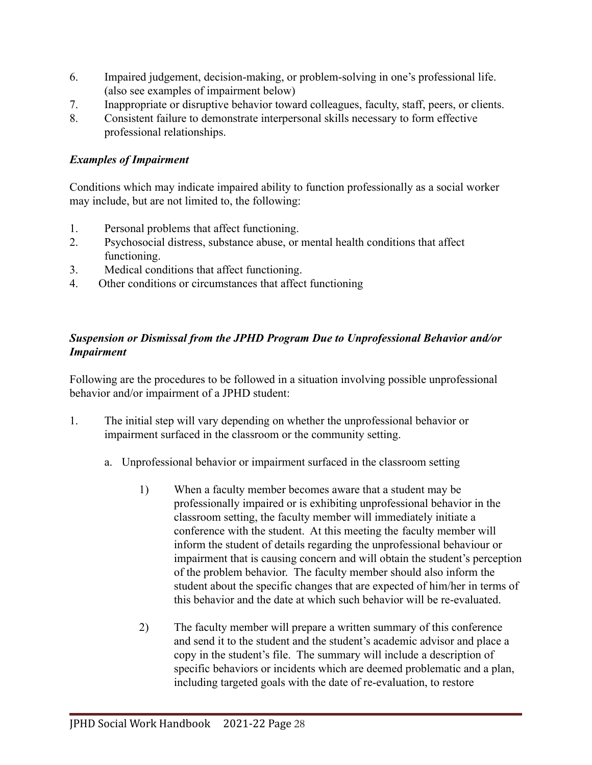6. Impaired judgement, decision-making, or problem-solving in one's professional life. (also see examples of impairment below)
7. Inappropriate or disruptive behavior toward colleagues, faculty, staff, peers, or clients.
8. Consistent failure to demonstrate interpersonal skills necessary to form effective professional relationships.

***Examples of Impairment***

Conditions which may indicate impaired ability to function professionally as a social worker may include, but are not limited to, the following:

1. Personal problems that affect functioning.
2. Psychosocial distress, substance abuse, or mental health conditions that affect functioning.
3. Medical conditions that affect functioning.
4. Other conditions or circumstances that affect functioning

***Suspension or Dismissal from the JPHD Program Due to Unprofessional Behavior and/or Impairment***

Following are the procedures to be followed in a situation involving possible unprofessional behavior and/or impairment of a JPHD student:

1. The initial step will vary depending on whether the unprofessional behavior or impairment surfaced in the classroom or the community setting.

   a. Unprofessional behavior or impairment surfaced in the classroom setting

      1) When a faculty member becomes aware that a student may be professionally impaired or is exhibiting unprofessional behavior in the classroom setting, the faculty member will immediately initiate a conference with the student. At this meeting the faculty member will inform the student of details regarding the unprofessional behaviour or impairment that is causing concern and will obtain the student's perception of the problem behavior. The faculty member should also inform the student about the specific changes that are expected of him/her in terms of this behavior and the date at which such behavior will be re-evaluated.

      2) The faculty member will prepare a written summary of this conference and send it to the student and the student's academic advisor and place a copy in the student's file. The summary will include a description of specific behaviors or incidents which are deemed problematic and a plan, including targeted goals with the date of re-evaluation, to restore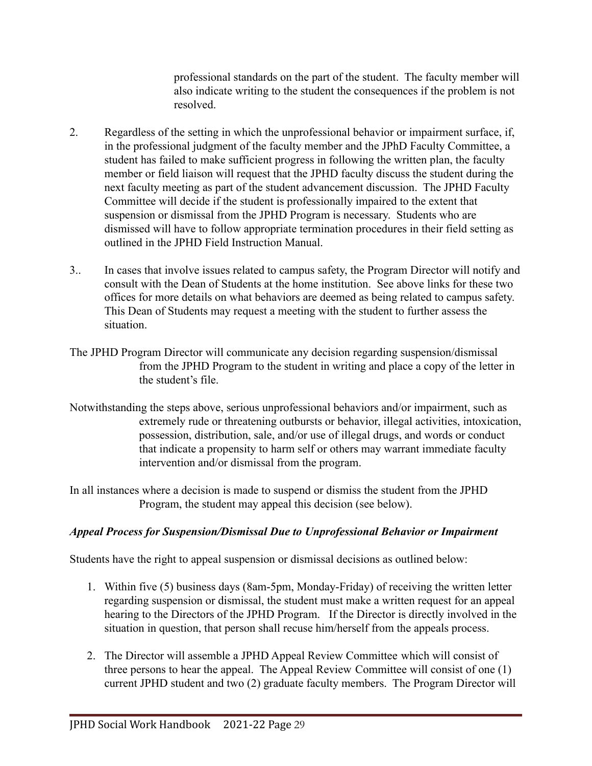professional standards on the part of the student. The faculty member will also indicate writing to the student the consequences if the problem is not resolved.

2. Regardless of the setting in which the unprofessional behavior or impairment surface, if, in the professional judgment of the faculty member and the JPhD Faculty Committee, a student has failed to make sufficient progress in following the written plan, the faculty member or field liaison will request that the JPHD faculty discuss the student during the next faculty meeting as part of the student advancement discussion. The JPHD Faculty Committee will decide if the student is professionally impaired to the extent that suspension or dismissal from the JPHD Program is necessary. Students who are dismissed will have to follow appropriate termination procedures in their field setting as outlined in the JPHD Field Instruction Manual.

3.. In cases that involve issues related to campus safety, the Program Director will notify and consult with the Dean of Students at the home institution. See above links for these two offices for more details on what behaviors are deemed as being related to campus safety. This Dean of Students may request a meeting with the student to further assess the situation.

The JPHD Program Director will communicate any decision regarding suspension/dismissal from the JPHD Program to the student in writing and place a copy of the letter in the student's file.

Notwithstanding the steps above, serious unprofessional behaviors and/or impairment, such as extremely rude or threatening outbursts or behavior, illegal activities, intoxication, possession, distribution, sale, and/or use of illegal drugs, and words or conduct that indicate a propensity to harm self or others may warrant immediate faculty intervention and/or dismissal from the program.

In all instances where a decision is made to suspend or dismiss the student from the JPHD Program, the student may appeal this decision (see below).

***Appeal Process for Suspension/Dismissal Due to Unprofessional Behavior or Impairment***

Students have the right to appeal suspension or dismissal decisions as outlined below:

1. Within five (5) business days (8am-5pm, Monday-Friday) of receiving the written letter regarding suspension or dismissal, the student must make a written request for an appeal hearing to the Directors of the JPHD Program. If the Director is directly involved in the situation in question, that person shall recuse him/herself from the appeals process.

2. The Director will assemble a JPHD Appeal Review Committee which will consist of three persons to hear the appeal. The Appeal Review Committee will consist of one (1) current JPHD student and two (2) graduate faculty members. The Program Director will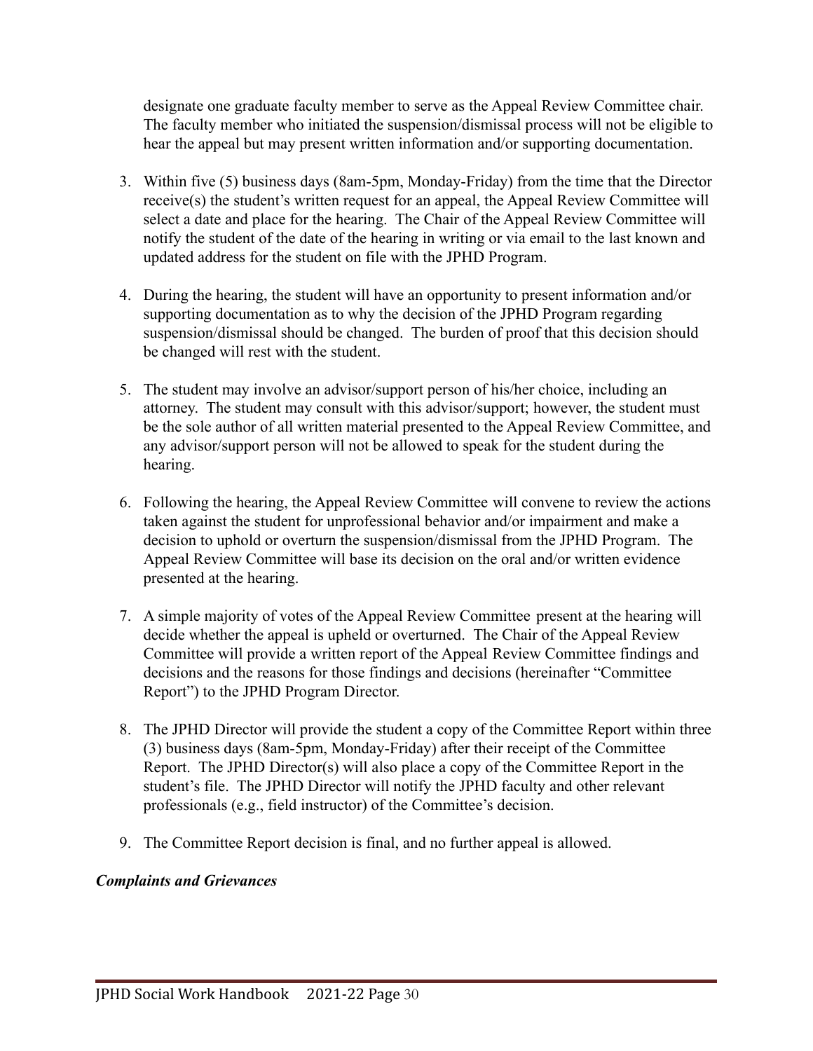designate one graduate faculty member to serve as the Appeal Review Committee chair. The faculty member who initiated the suspension/dismissal process will not be eligible to hear the appeal but may present written information and/or supporting documentation.

3. Within five (5) business days (8am-5pm, Monday-Friday) from the time that the Director receive(s) the student's written request for an appeal, the Appeal Review Committee will select a date and place for the hearing. The Chair of the Appeal Review Committee will notify the student of the date of the hearing in writing or via email to the last known and updated address for the student on file with the JPHD Program.

4. During the hearing, the student will have an opportunity to present information and/or supporting documentation as to why the decision of the JPHD Program regarding suspension/dismissal should be changed. The burden of proof that this decision should be changed will rest with the student.

5. The student may involve an advisor/support person of his/her choice, including an attorney. The student may consult with this advisor/support; however, the student must be the sole author of all written material presented to the Appeal Review Committee, and any advisor/support person will not be allowed to speak for the student during the hearing.

6. Following the hearing, the Appeal Review Committee will convene to review the actions taken against the student for unprofessional behavior and/or impairment and make a decision to uphold or overturn the suspension/dismissal from the JPHD Program. The Appeal Review Committee will base its decision on the oral and/or written evidence presented at the hearing.

7. A simple majority of votes of the Appeal Review Committee present at the hearing will decide whether the appeal is upheld or overturned. The Chair of the Appeal Review Committee will provide a written report of the Appeal Review Committee findings and decisions and the reasons for those findings and decisions (hereinafter "Committee Report") to the JPHD Program Director.

8. The JPHD Director will provide the student a copy of the Committee Report within three (3) business days (8am-5pm, Monday-Friday) after their receipt of the Committee Report. The JPHD Director(s) will also place a copy of the Committee Report in the student's file. The JPHD Director will notify the JPHD faculty and other relevant professionals (e.g., field instructor) of the Committee's decision.

9. The Committee Report decision is final, and no further appeal is allowed.

***Complaints and Grievances***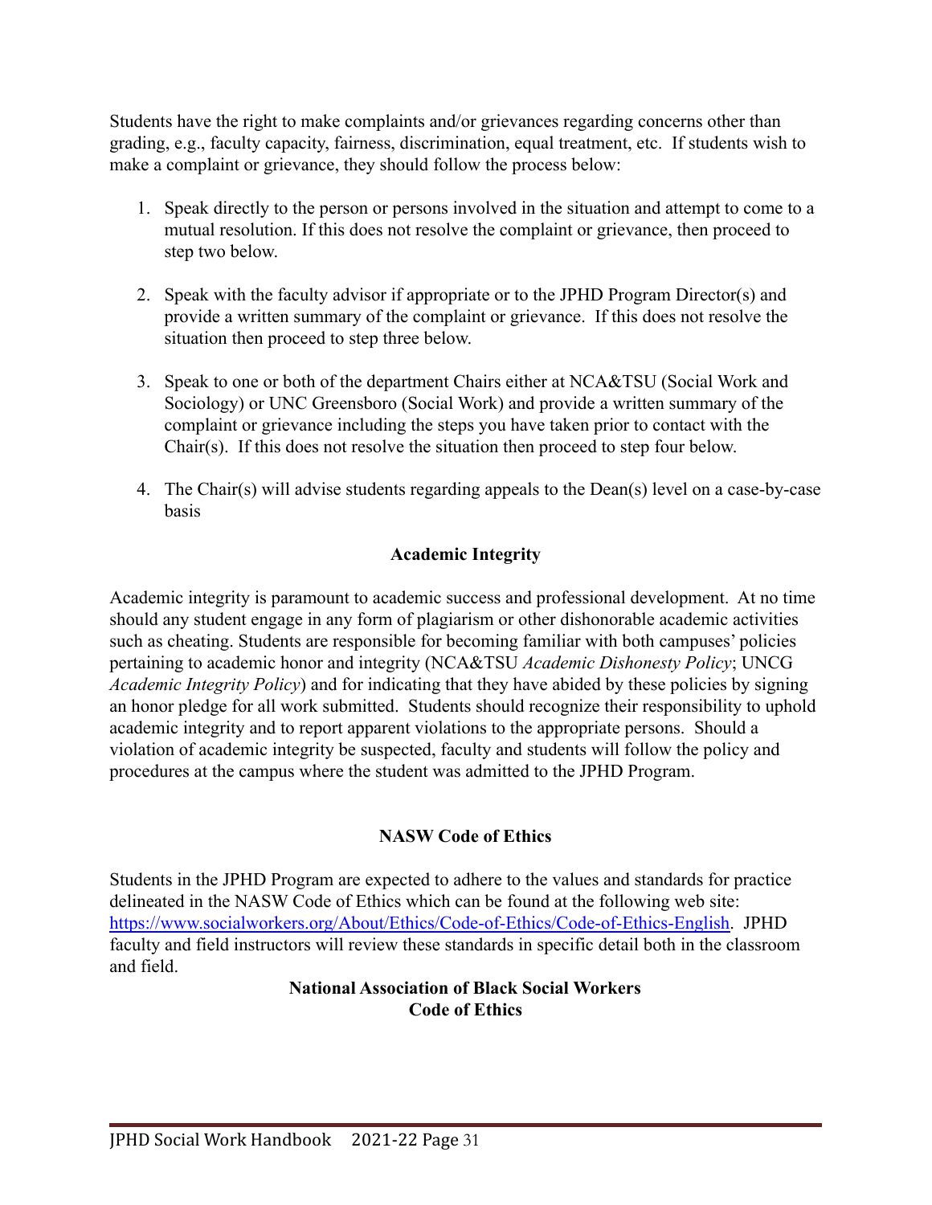Students have the right to make complaints and/or grievances regarding concerns other than grading, e.g., faculty capacity, fairness, discrimination, equal treatment, etc. If students wish to make a complaint or grievance, they should follow the process below:

1. Speak directly to the person or persons involved in the situation and attempt to come to a mutual resolution. If this does not resolve the complaint or grievance, then proceed to step two below.

2. Speak with the faculty advisor if appropriate or to the JPHD Program Director(s) and provide a written summary of the complaint or grievance. If this does not resolve the situation then proceed to step three below.

3. Speak to one or both of the department Chairs either at NCA&TSU (Social Work and Sociology) or UNC Greensboro (Social Work) and provide a written summary of the complaint or grievance including the steps you have taken prior to contact with the Chair(s). If this does not resolve the situation then proceed to step four below.

4. The Chair(s) will advise students regarding appeals to the Dean(s) level on a case-by-case basis

## Academic Integrity

Academic integrity is paramount to academic success and professional development. At no time should any student engage in any form of plagiarism or other dishonorable academic activities such as cheating. Students are responsible for becoming familiar with both campuses' policies pertaining to academic honor and integrity (NCA&TSU *Academic Dishonesty Policy*; UNCG *Academic Integrity Policy*) and for indicating that they have abided by these policies by signing an honor pledge for all work submitted. Students should recognize their responsibility to uphold academic integrity and to report apparent violations to the appropriate persons. Should a violation of academic integrity be suspected, faculty and students will follow the policy and procedures at the campus where the student was admitted to the JPHD Program.

## NASW Code of Ethics

Students in the JPHD Program are expected to adhere to the values and standards for practice delineated in the NASW Code of Ethics which can be found at the following web site: https://www.socialworkers.org/About/Ethics/Code-of-Ethics/Code-of-Ethics-English. JPHD faculty and field instructors will review these standards in specific detail both in the classroom and field.

## National Association of Black Social Workers Code of Ethics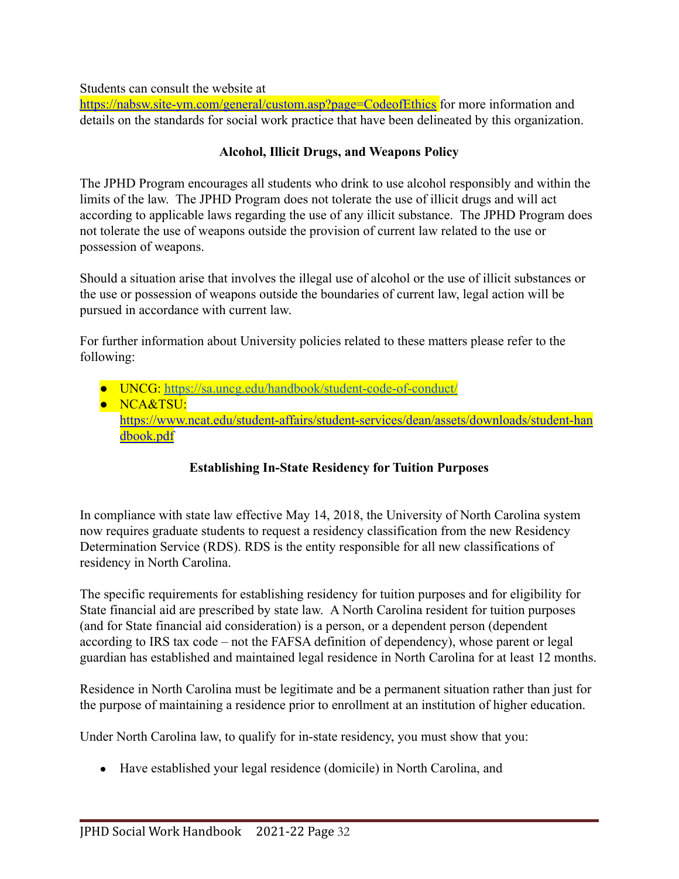Students can consult the website at https://nabsw.site-ym.com/general/custom.asp?page=CodeofEthics for more information and details on the standards for social work practice that have been delineated by this organization.

### Alcohol, Illicit Drugs, and Weapons Policy

The JPHD Program encourages all students who drink to use alcohol responsibly and within the limits of the law. The JPHD Program does not tolerate the use of illicit drugs and will act according to applicable laws regarding the use of any illicit substance. The JPHD Program does not tolerate the use of weapons outside the provision of current law related to the use or possession of weapons.

Should a situation arise that involves the illegal use of alcohol or the use of illicit substances or the use or possession of weapons outside the boundaries of current law, legal action will be pursued in accordance with current law.

For further information about University policies related to these matters please refer to the following:

- UNCG: https://sa.uncg.edu/handbook/student-code-of-conduct/
- NCA&TSU: https://www.ncat.edu/student-affairs/student-services/dean/assets/downloads/student-handbook.pdf

### Establishing In-State Residency for Tuition Purposes

In compliance with state law effective May 14, 2018, the University of North Carolina system now requires graduate students to request a residency classification from the new Residency Determination Service (RDS). RDS is the entity responsible for all new classifications of residency in North Carolina.

The specific requirements for establishing residency for tuition purposes and for eligibility for State financial aid are prescribed by state law. A North Carolina resident for tuition purposes (and for State financial aid consideration) is a person, or a dependent person (dependent according to IRS tax code – not the FAFSA definition of dependency), whose parent or legal guardian has established and maintained legal residence in North Carolina for at least 12 months.

Residence in North Carolina must be legitimate and be a permanent situation rather than just for the purpose of maintaining a residence prior to enrollment at an institution of higher education.

Under North Carolina law, to qualify for in-state residency, you must show that you:

- Have established your legal residence (domicile) in North Carolina, and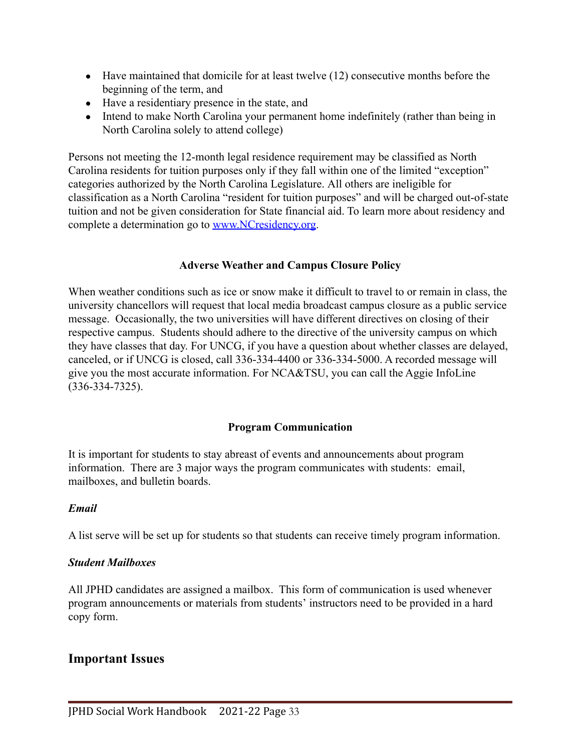- Have maintained that domicile for at least twelve (12) consecutive months before the beginning of the term, and
- Have a residentiary presence in the state, and
- Intend to make North Carolina your permanent home indefinitely (rather than being in North Carolina solely to attend college)

Persons not meeting the 12-month legal residence requirement may be classified as North Carolina residents for tuition purposes only if they fall within one of the limited "exception" categories authorized by the North Carolina Legislature. All others are ineligible for classification as a North Carolina "resident for tuition purposes" and will be charged out-of-state tuition and not be given consideration for State financial aid. To learn more about residency and complete a determination go to [www.NCresidency.org](http://www.NCresidency.org).

### Adverse Weather and Campus Closure Policy

When weather conditions such as ice or snow make it difficult to travel to or remain in class, the university chancellors will request that local media broadcast campus closure as a public service message. Occasionally, the two universities will have different directives on closing of their respective campus. Students should adhere to the directive of the university campus on which they have classes that day. For UNCG, if you have a question about whether classes are delayed, canceled, or if UNCG is closed, call 336-334-4400 or 336-334-5000. A recorded message will give you the most accurate information. For NCA&TSU, you can call the Aggie InfoLine (336-334-7325).

### Program Communication

It is important for students to stay abreast of events and announcements about program information. There are 3 major ways the program communicates with students: email, mailboxes, and bulletin boards.

#### *Email*

A list serve will be set up for students so that students can receive timely program information.

#### *Student Mailboxes*

All JPHD candidates are assigned a mailbox. This form of communication is used whenever program announcements or materials from students' instructors need to be provided in a hard copy form.

## Important Issues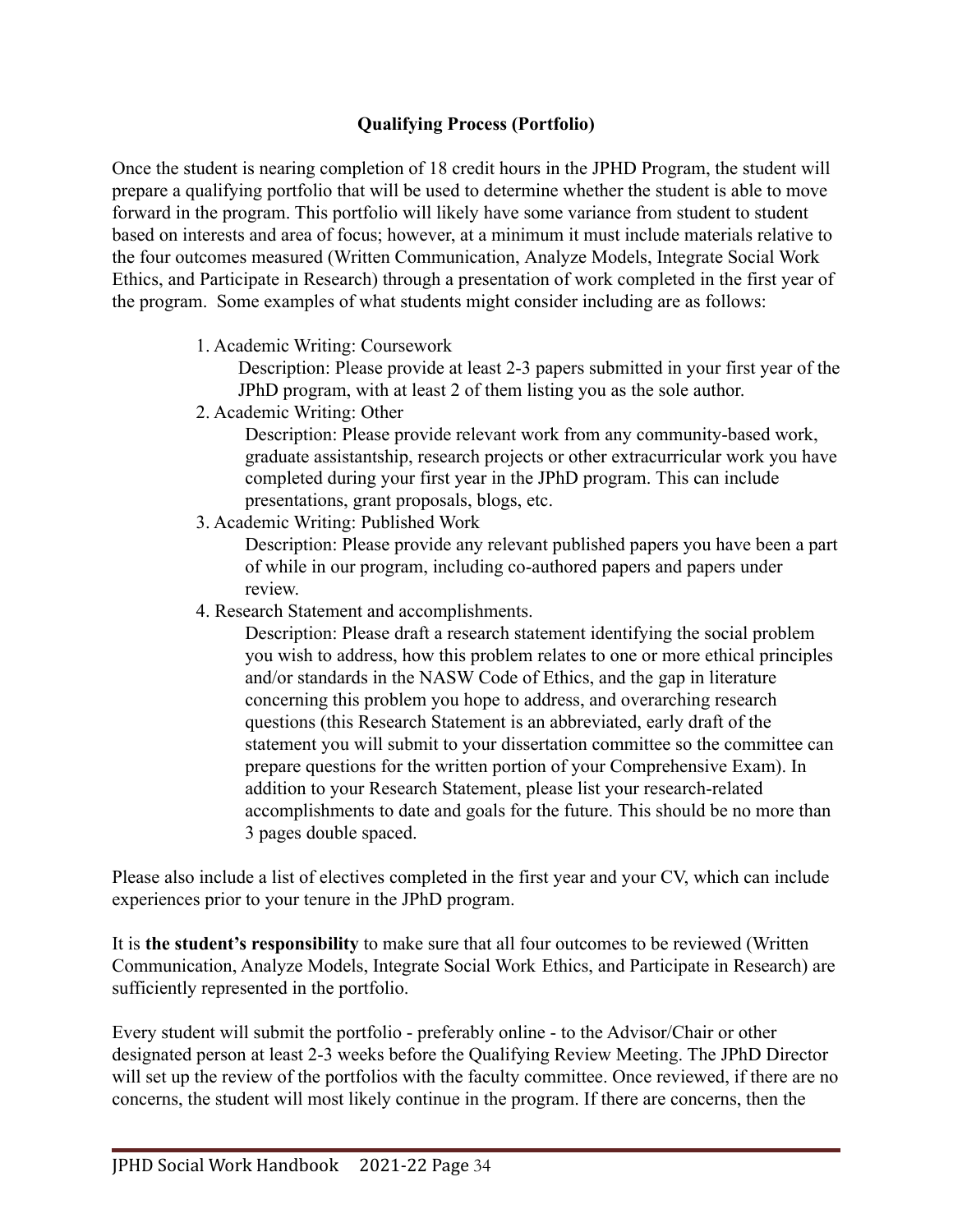## Qualifying Process (Portfolio)

Once the student is nearing completion of 18 credit hours in the JPHD Program, the student will prepare a qualifying portfolio that will be used to determine whether the student is able to move forward in the program. This portfolio will likely have some variance from student to student based on interests and area of focus; however, at a minimum it must include materials relative to the four outcomes measured (Written Communication, Analyze Models, Integrate Social Work Ethics, and Participate in Research) through a presentation of work completed in the first year of the program. Some examples of what students might consider including are as follows:

1. Academic Writing: Coursework
   Description: Please provide at least 2-3 papers submitted in your first year of the JPhD program, with at least 2 of them listing you as the sole author.
2. Academic Writing: Other
   Description: Please provide relevant work from any community-based work, graduate assistantship, research projects or other extracurricular work you have completed during your first year in the JPhD program. This can include presentations, grant proposals, blogs, etc.
3. Academic Writing: Published Work
   Description: Please provide any relevant published papers you have been a part of while in our program, including co-authored papers and papers under review.
4. Research Statement and accomplishments.
   Description: Please draft a research statement identifying the social problem you wish to address, how this problem relates to one or more ethical principles and/or standards in the NASW Code of Ethics, and the gap in literature concerning this problem you hope to address, and overarching research questions (this Research Statement is an abbreviated, early draft of the statement you will submit to your dissertation committee so the committee can prepare questions for the written portion of your Comprehensive Exam). In addition to your Research Statement, please list your research-related accomplishments to date and goals for the future. This should be no more than 3 pages double spaced.

Please also include a list of electives completed in the first year and your CV, which can include experiences prior to your tenure in the JPhD program.

It is **the student's responsibility** to make sure that all four outcomes to be reviewed (Written Communication, Analyze Models, Integrate Social Work Ethics, and Participate in Research) are sufficiently represented in the portfolio.

Every student will submit the portfolio - preferably online - to the Advisor/Chair or other designated person at least 2-3 weeks before the Qualifying Review Meeting. The JPhD Director will set up the review of the portfolios with the faculty committee. Once reviewed, if there are no concerns, the student will most likely continue in the program. If there are concerns, then the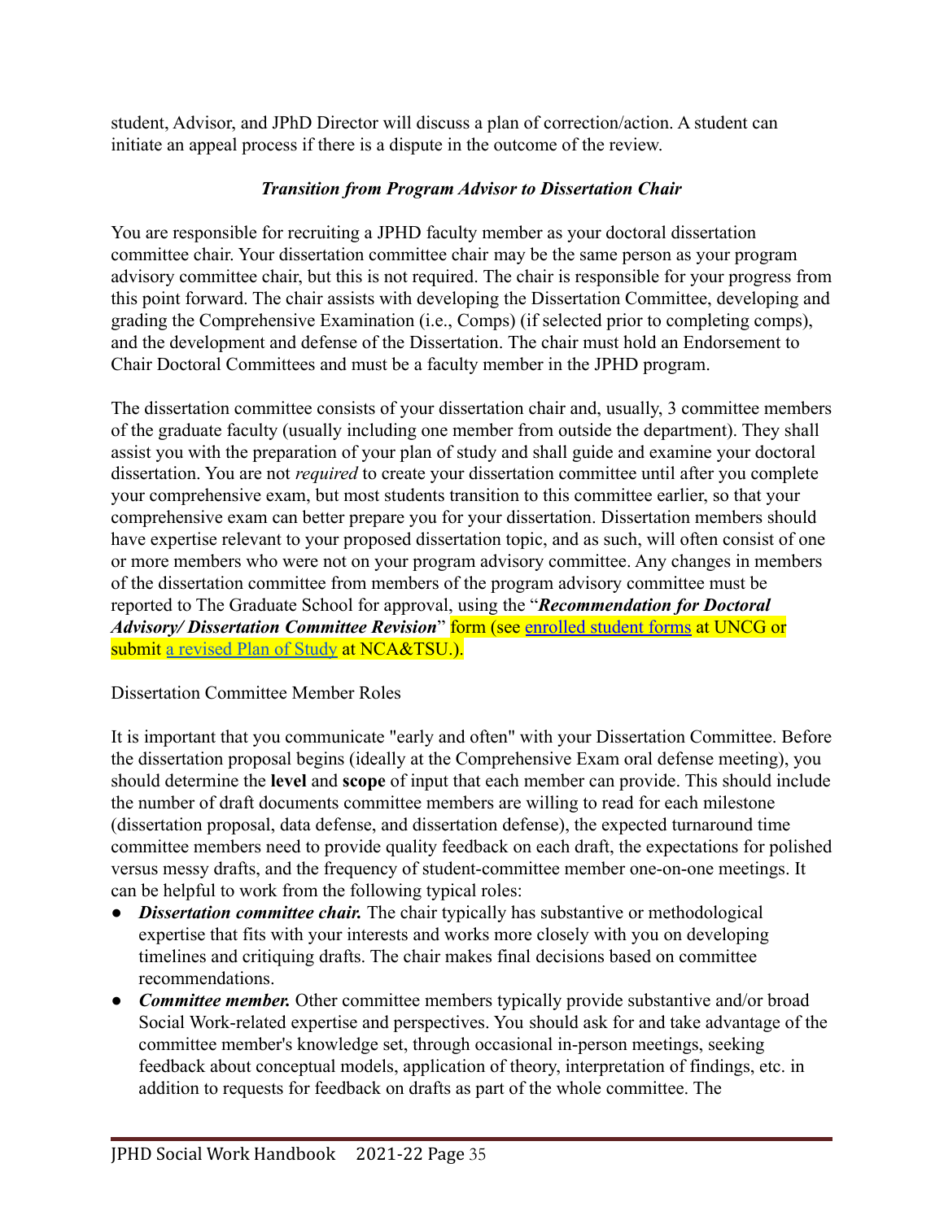student, Advisor, and JPhD Director will discuss a plan of correction/action. A student can initiate an appeal process if there is a dispute in the outcome of the review.

### ***Transition from Program Advisor to Dissertation Chair***

You are responsible for recruiting a JPHD faculty member as your doctoral dissertation committee chair. Your dissertation committee chair may be the same person as your program advisory committee chair, but this is not required. The chair is responsible for your progress from this point forward. The chair assists with developing the Dissertation Committee, developing and grading the Comprehensive Examination (i.e., Comps) (if selected prior to completing comps), and the development and defense of the Dissertation. The chair must hold an Endorsement to Chair Doctoral Committees and must be a faculty member in the JPHD program.

The dissertation committee consists of your dissertation chair and, usually, 3 committee members of the graduate faculty (usually including one member from outside the department). They shall assist you with the preparation of your plan of study and shall guide and examine your doctoral dissertation. You are not *required* to create your dissertation committee until after you complete your comprehensive exam, but most students transition to this committee earlier, so that your comprehensive exam can better prepare you for your dissertation. Dissertation members should have expertise relevant to your proposed dissertation topic, and as such, will often consist of one or more members who were not on your program advisory committee. Any changes in members of the dissertation committee from members of the program advisory committee must be reported to The Graduate School for approval, using the "***Recommendation for Doctoral Advisory/ Dissertation Committee Revision***" form (see enrolled student forms at UNCG or submit a revised Plan of Study at NCA&TSU.).

Dissertation Committee Member Roles

It is important that you communicate "early and often" with your Dissertation Committee. Before the dissertation proposal begins (ideally at the Comprehensive Exam oral defense meeting), you should determine the **level** and **scope** of input that each member can provide. This should include the number of draft documents committee members are willing to read for each milestone (dissertation proposal, data defense, and dissertation defense), the expected turnaround time committee members need to provide quality feedback on each draft, the expectations for polished versus messy drafts, and the frequency of student-committee member one-on-one meetings. It can be helpful to work from the following typical roles:

- ***Dissertation committee chair.*** The chair typically has substantive or methodological expertise that fits with your interests and works more closely with you on developing timelines and critiquing drafts. The chair makes final decisions based on committee recommendations.
- ***Committee member.*** Other committee members typically provide substantive and/or broad Social Work-related expertise and perspectives. You should ask for and take advantage of the committee member's knowledge set, through occasional in-person meetings, seeking feedback about conceptual models, application of theory, interpretation of findings, etc. in addition to requests for feedback on drafts as part of the whole committee. The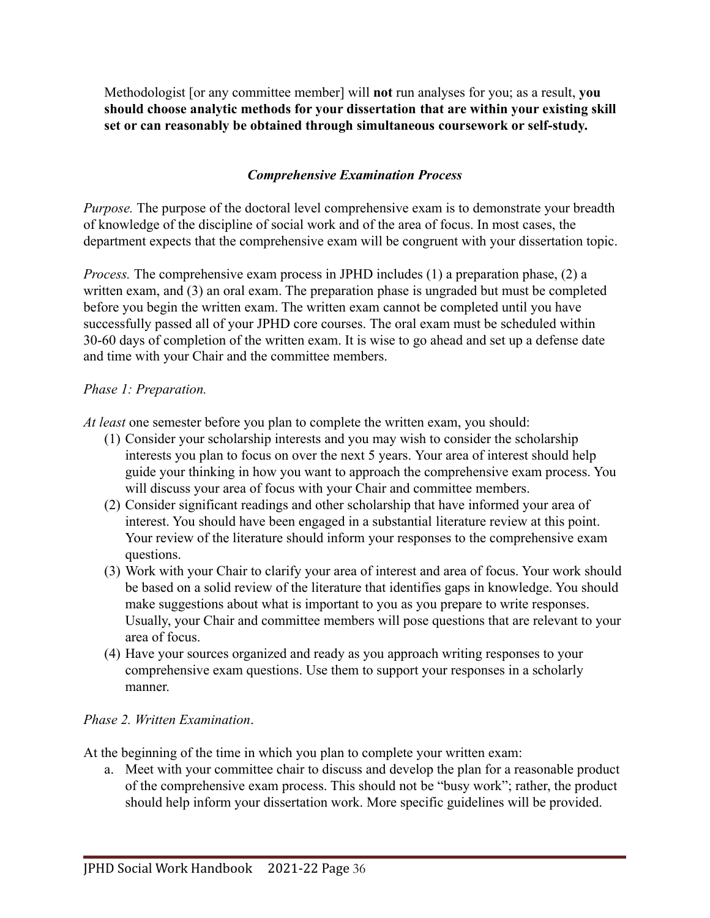Methodologist [or any committee member] will **not** run analyses for you; as a result, **you should choose analytic methods for your dissertation that are within your existing skill set or can reasonably be obtained through simultaneous coursework or self-study.**

### ***Comprehensive Examination Process***

*Purpose.* The purpose of the doctoral level comprehensive exam is to demonstrate your breadth of knowledge of the discipline of social work and of the area of focus. In most cases, the department expects that the comprehensive exam will be congruent with your dissertation topic.

*Process.* The comprehensive exam process in JPHD includes (1) a preparation phase, (2) a written exam, and (3) an oral exam. The preparation phase is ungraded but must be completed before you begin the written exam. The written exam cannot be completed until you have successfully passed all of your JPHD core courses. The oral exam must be scheduled within 30-60 days of completion of the written exam. It is wise to go ahead and set up a defense date and time with your Chair and the committee members.

*Phase 1: Preparation.*

*At least* one semester before you plan to complete the written exam, you should:

(1) Consider your scholarship interests and you may wish to consider the scholarship interests you plan to focus on over the next 5 years. Your area of interest should help guide your thinking in how you want to approach the comprehensive exam process. You will discuss your area of focus with your Chair and committee members.
(2) Consider significant readings and other scholarship that have informed your area of interest. You should have been engaged in a substantial literature review at this point. Your review of the literature should inform your responses to the comprehensive exam questions.
(3) Work with your Chair to clarify your area of interest and area of focus. Your work should be based on a solid review of the literature that identifies gaps in knowledge. You should make suggestions about what is important to you as you prepare to write responses. Usually, your Chair and committee members will pose questions that are relevant to your area of focus.
(4) Have your sources organized and ready as you approach writing responses to your comprehensive exam questions. Use them to support your responses in a scholarly manner.

*Phase 2. Written Examination*.

At the beginning of the time in which you plan to complete your written exam:

a. Meet with your committee chair to discuss and develop the plan for a reasonable product of the comprehensive exam process. This should not be "busy work"; rather, the product should help inform your dissertation work. More specific guidelines will be provided.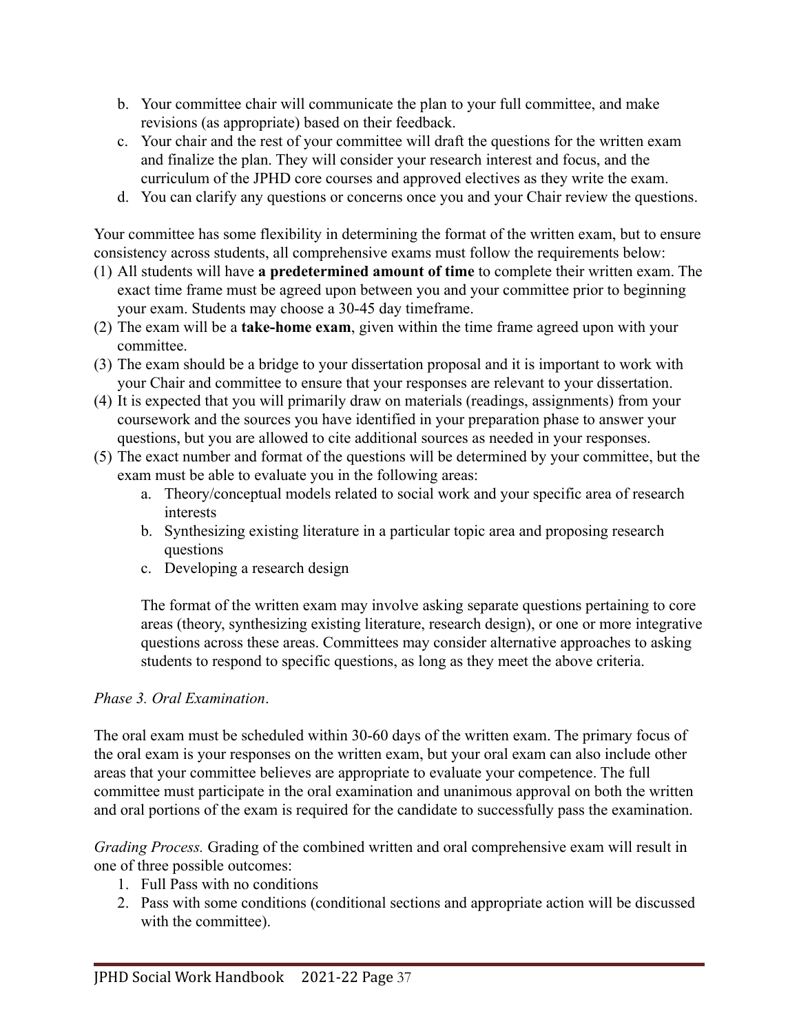b. Your committee chair will communicate the plan to your full committee, and make revisions (as appropriate) based on their feedback.
c. Your chair and the rest of your committee will draft the questions for the written exam and finalize the plan. They will consider your research interest and focus, and the curriculum of the JPHD core courses and approved electives as they write the exam.
d. You can clarify any questions or concerns once you and your Chair review the questions.

Your committee has some flexibility in determining the format of the written exam, but to ensure consistency across students, all comprehensive exams must follow the requirements below:

(1) All students will have **a predetermined amount of time** to complete their written exam. The exact time frame must be agreed upon between you and your committee prior to beginning your exam. Students may choose a 30-45 day timeframe.
(2) The exam will be a **take-home exam**, given within the time frame agreed upon with your committee.
(3) The exam should be a bridge to your dissertation proposal and it is important to work with your Chair and committee to ensure that your responses are relevant to your dissertation.
(4) It is expected that you will primarily draw on materials (readings, assignments) from your coursework and the sources you have identified in your preparation phase to answer your questions, but you are allowed to cite additional sources as needed in your responses.
(5) The exact number and format of the questions will be determined by your committee, but the exam must be able to evaluate you in the following areas:
    a. Theory/conceptual models related to social work and your specific area of research interests
    b. Synthesizing existing literature in a particular topic area and proposing research questions
    c. Developing a research design

    The format of the written exam may involve asking separate questions pertaining to core areas (theory, synthesizing existing literature, research design), or one or more integrative questions across these areas. Committees may consider alternative approaches to asking students to respond to specific questions, as long as they meet the above criteria.

*Phase 3. Oral Examination*.

The oral exam must be scheduled within 30-60 days of the written exam. The primary focus of the oral exam is your responses on the written exam, but your oral exam can also include other areas that your committee believes are appropriate to evaluate your competence. The full committee must participate in the oral examination and unanimous approval on both the written and oral portions of the exam is required for the candidate to successfully pass the examination.

*Grading Process.* Grading of the combined written and oral comprehensive exam will result in one of three possible outcomes:

1. Full Pass with no conditions
2. Pass with some conditions (conditional sections and appropriate action will be discussed with the committee).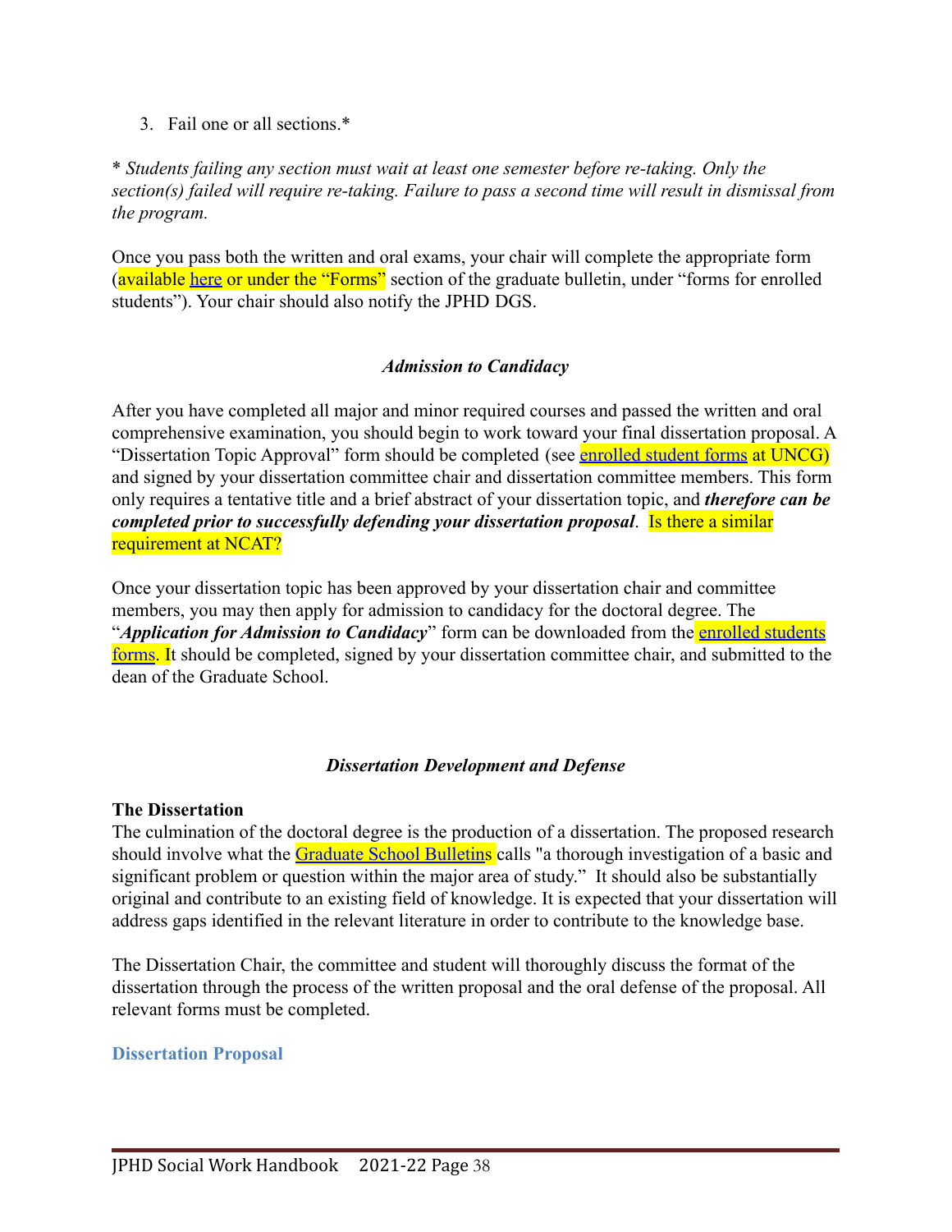3. Fail one or all sections.*

*\* Students failing any section must wait at least one semester before re-taking. Only the section(s) failed will require re-taking. Failure to pass a second time will result in dismissal from the program.*

Once you pass both the written and oral exams, your chair will complete the appropriate form (available here or under the "Forms" section of the graduate bulletin, under "forms for enrolled students"). Your chair should also notify the JPHD DGS.

### *Admission to Candidacy*

After you have completed all major and minor required courses and passed the written and oral comprehensive examination, you should begin to work toward your final dissertation proposal. A "Dissertation Topic Approval" form should be completed (see enrolled student forms at UNCG) and signed by your dissertation committee chair and dissertation committee members. This form only requires a tentative title and a brief abstract of your dissertation topic, and ***therefore can be completed prior to successfully defending your dissertation proposal***. Is there a similar requirement at NCAT?

Once your dissertation topic has been approved by your dissertation chair and committee members, you may then apply for admission to candidacy for the doctoral degree. The "***Application for Admission to Candidacy***" form can be downloaded from the enrolled students forms. It should be completed, signed by your dissertation committee chair, and submitted to the dean of the Graduate School.

### *Dissertation Development and Defense*

**The Dissertation**

The culmination of the doctoral degree is the production of a dissertation. The proposed research should involve what the Graduate School Bulletins calls "a thorough investigation of a basic and significant problem or question within the major area of study." It should also be substantially original and contribute to an existing field of knowledge. It is expected that your dissertation will address gaps identified in the relevant literature in order to contribute to the knowledge base.

The Dissertation Chair, the committee and student will thoroughly discuss the format of the dissertation through the process of the written proposal and the oral defense of the proposal. All relevant forms must be completed.

#### Dissertation Proposal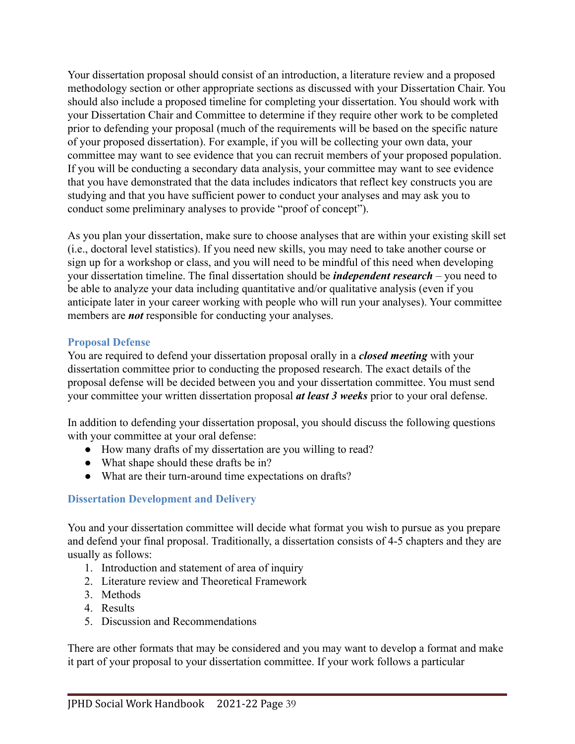Your dissertation proposal should consist of an introduction, a literature review and a proposed methodology section or other appropriate sections as discussed with your Dissertation Chair. You should also include a proposed timeline for completing your dissertation. You should work with your Dissertation Chair and Committee to determine if they require other work to be completed prior to defending your proposal (much of the requirements will be based on the specific nature of your proposed dissertation). For example, if you will be collecting your own data, your committee may want to see evidence that you can recruit members of your proposed population. If you will be conducting a secondary data analysis, your committee may want to see evidence that you have demonstrated that the data includes indicators that reflect key constructs you are studying and that you have sufficient power to conduct your analyses and may ask you to conduct some preliminary analyses to provide "proof of concept").

As you plan your dissertation, make sure to choose analyses that are within your existing skill set (i.e., doctoral level statistics). If you need new skills, you may need to take another course or sign up for a workshop or class, and you will need to be mindful of this need when developing your dissertation timeline. The final dissertation should be ***independent research*** – you need to be able to analyze your data including quantitative and/or qualitative analysis (even if you anticipate later in your career working with people who will run your analyses). Your committee members are ***not*** responsible for conducting your analyses.

### Proposal Defense

You are required to defend your dissertation proposal orally in a ***closed meeting*** with your dissertation committee prior to conducting the proposed research. The exact details of the proposal defense will be decided between you and your dissertation committee. You must send your committee your written dissertation proposal ***at least 3 weeks*** prior to your oral defense.

In addition to defending your dissertation proposal, you should discuss the following questions with your committee at your oral defense:

- How many drafts of my dissertation are you willing to read?
- What shape should these drafts be in?
- What are their turn-around time expectations on drafts?

### Dissertation Development and Delivery

You and your dissertation committee will decide what format you wish to pursue as you prepare and defend your final proposal. Traditionally, a dissertation consists of 4-5 chapters and they are usually as follows:

1. Introduction and statement of area of inquiry
2. Literature review and Theoretical Framework
3. Methods
4. Results
5. Discussion and Recommendations

There are other formats that may be considered and you may want to develop a format and make it part of your proposal to your dissertation committee. If your work follows a particular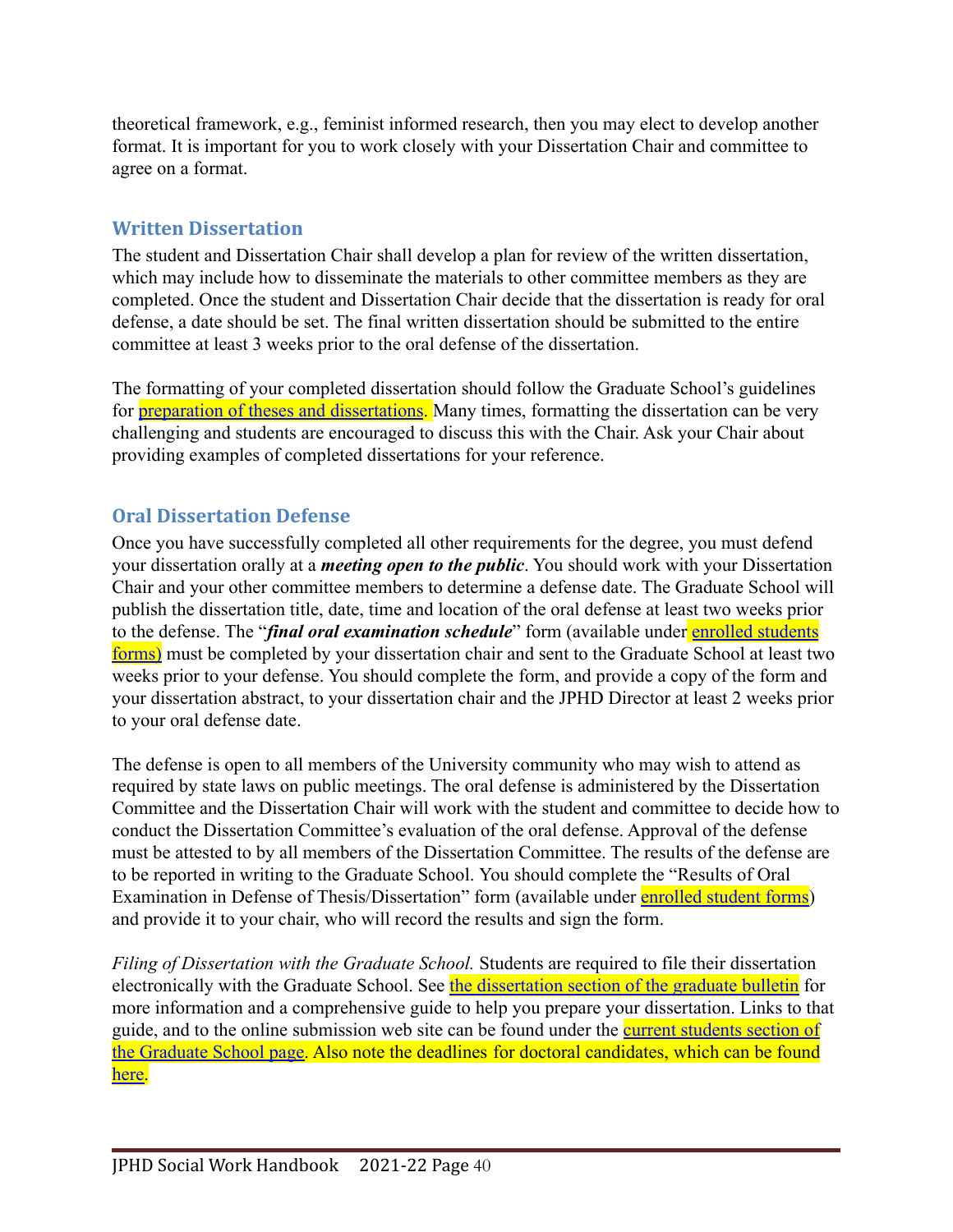theoretical framework, e.g., feminist informed research, then you may elect to develop another format. It is important for you to work closely with your Dissertation Chair and committee to agree on a format.

## Written Dissertation

The student and Dissertation Chair shall develop a plan for review of the written dissertation, which may include how to disseminate the materials to other committee members as they are completed. Once the student and Dissertation Chair decide that the dissertation is ready for oral defense, a date should be set. The final written dissertation should be submitted to the entire committee at least 3 weeks prior to the oral defense of the dissertation.

The formatting of your completed dissertation should follow the Graduate School's guidelines for preparation of theses and dissertations. Many times, formatting the dissertation can be very challenging and students are encouraged to discuss this with the Chair. Ask your Chair about providing examples of completed dissertations for your reference.

## Oral Dissertation Defense

Once you have successfully completed all other requirements for the degree, you must defend your dissertation orally at a ***meeting open to the public***. You should work with your Dissertation Chair and your other committee members to determine a defense date. The Graduate School will publish the dissertation title, date, time and location of the oral defense at least two weeks prior to the defense. The "***final oral examination schedule***" form (available under enrolled students forms) must be completed by your dissertation chair and sent to the Graduate School at least two weeks prior to your defense. You should complete the form, and provide a copy of the form and your dissertation abstract, to your dissertation chair and the JPHD Director at least 2 weeks prior to your oral defense date.

The defense is open to all members of the University community who may wish to attend as required by state laws on public meetings. The oral defense is administered by the Dissertation Committee and the Dissertation Chair will work with the student and committee to decide how to conduct the Dissertation Committee's evaluation of the oral defense. Approval of the defense must be attested to by all members of the Dissertation Committee. The results of the defense are to be reported in writing to the Graduate School. You should complete the "Results of Oral Examination in Defense of Thesis/Dissertation" form (available under enrolled student forms) and provide it to your chair, who will record the results and sign the form.

*Filing of Dissertation with the Graduate School.* Students are required to file their dissertation electronically with the Graduate School. See the dissertation section of the graduate bulletin for more information and a comprehensive guide to help you prepare your dissertation. Links to that guide, and to the online submission web site can be found under the current students section of the Graduate School page. Also note the deadlines for doctoral candidates, which can be found here.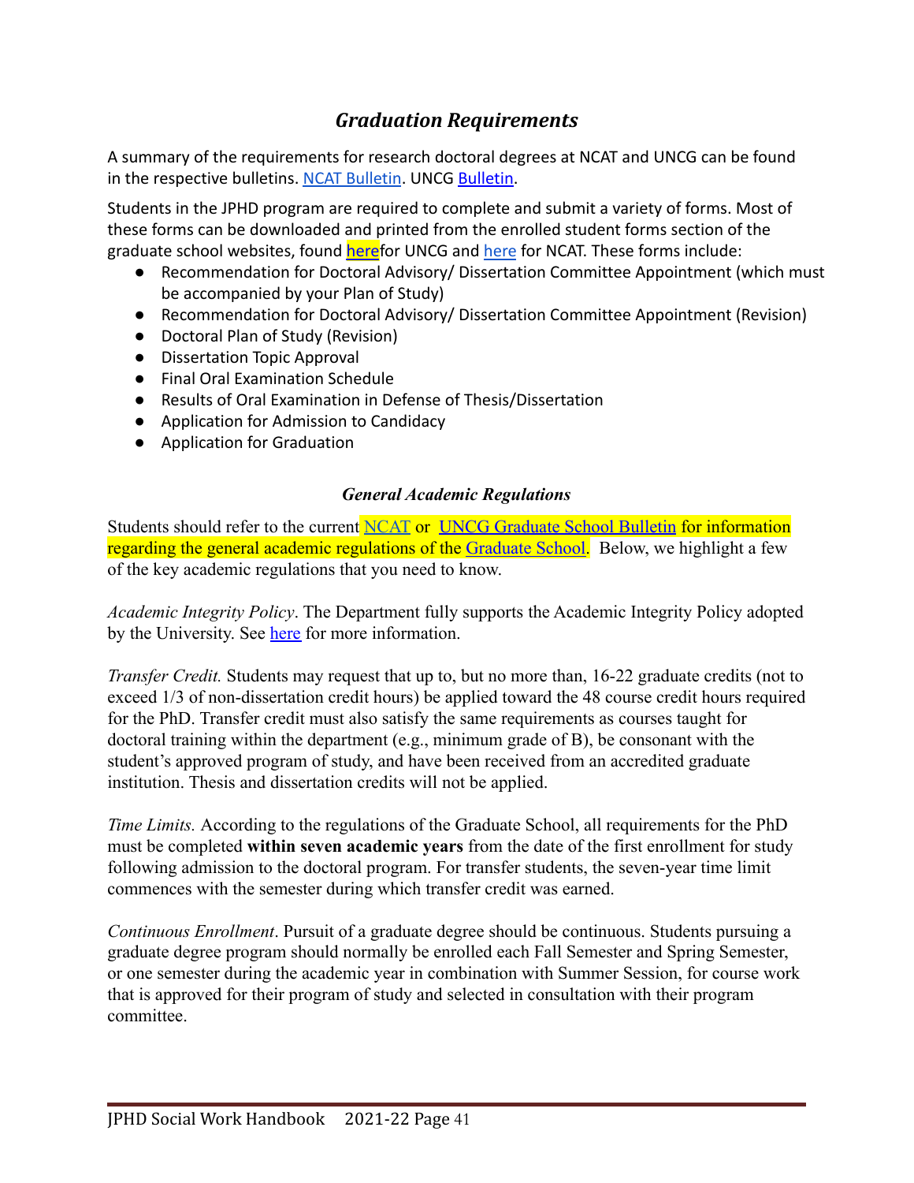## *Graduation Requirements*

A summary of the requirements for research doctoral degrees at NCAT and UNCG can be found in the respective bulletins. NCAT Bulletin. UNCG Bulletin.

Students in the JPHD program are required to complete and submit a variety of forms. Most of these forms can be downloaded and printed from the enrolled student forms section of the graduate school websites, found herefor UNCG and here for NCAT. These forms include:

- Recommendation for Doctoral Advisory/ Dissertation Committee Appointment (which must be accompanied by your Plan of Study)
- Recommendation for Doctoral Advisory/ Dissertation Committee Appointment (Revision)
- Doctoral Plan of Study (Revision)
- Dissertation Topic Approval
- Final Oral Examination Schedule
- Results of Oral Examination in Defense of Thesis/Dissertation
- Application for Admission to Candidacy
- Application for Graduation

### *General Academic Regulations*

Students should refer to the current NCAT or UNCG Graduate School Bulletin for information regarding the general academic regulations of the Graduate School. Below, we highlight a few of the key academic regulations that you need to know.

*Academic Integrity Policy*. The Department fully supports the Academic Integrity Policy adopted by the University. See here for more information.

*Transfer Credit.* Students may request that up to, but no more than, 16-22 graduate credits (not to exceed 1/3 of non-dissertation credit hours) be applied toward the 48 course credit hours required for the PhD. Transfer credit must also satisfy the same requirements as courses taught for doctoral training within the department (e.g., minimum grade of B), be consonant with the student's approved program of study, and have been received from an accredited graduate institution. Thesis and dissertation credits will not be applied.

*Time Limits.* According to the regulations of the Graduate School, all requirements for the PhD must be completed **within seven academic years** from the date of the first enrollment for study following admission to the doctoral program. For transfer students, the seven-year time limit commences with the semester during which transfer credit was earned.

*Continuous Enrollment*. Pursuit of a graduate degree should be continuous. Students pursuing a graduate degree program should normally be enrolled each Fall Semester and Spring Semester, or one semester during the academic year in combination with Summer Session, for course work that is approved for their program of study and selected in consultation with their program committee.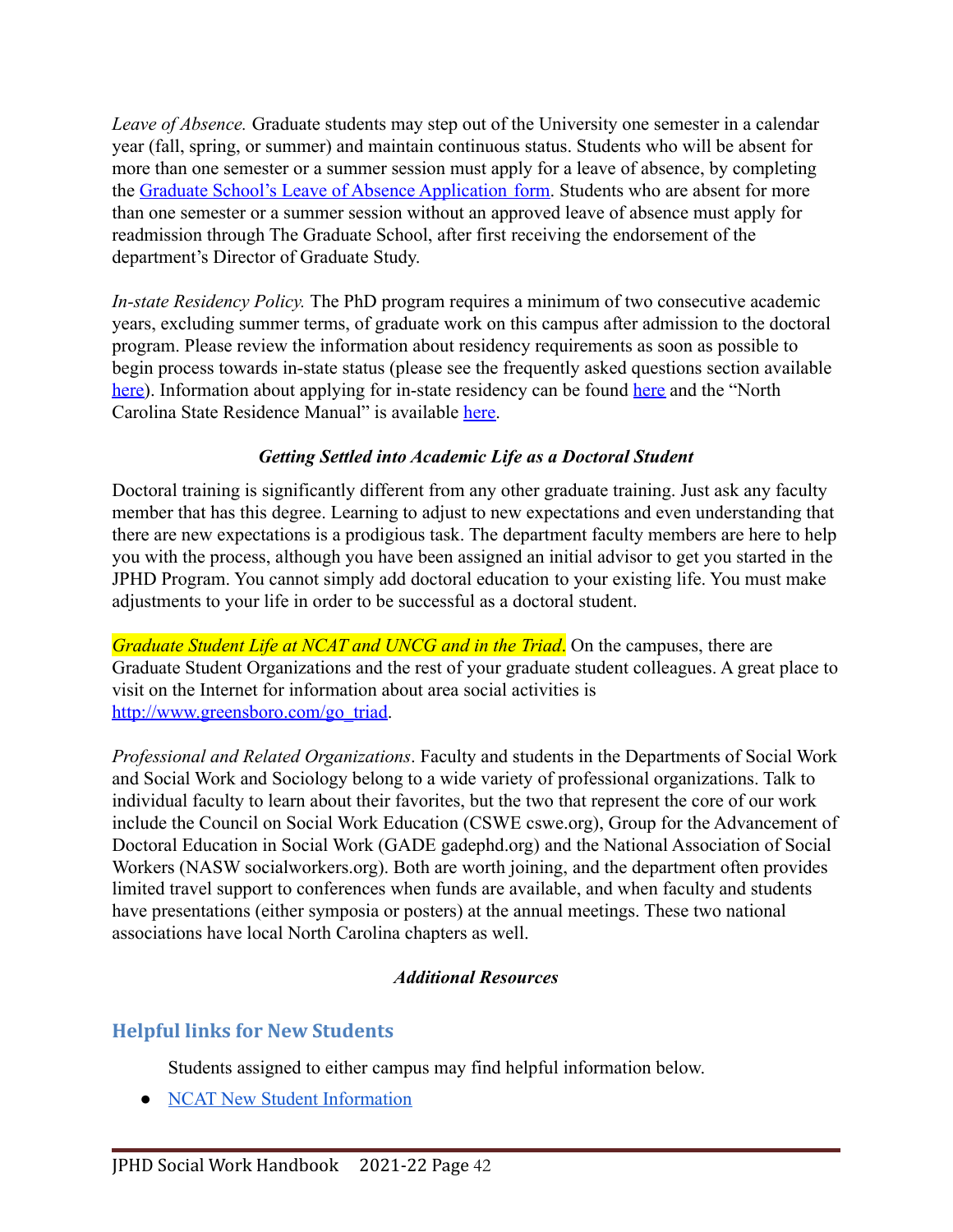*Leave of Absence.* Graduate students may step out of the University one semester in a calendar year (fall, spring, or summer) and maintain continuous status. Students who will be absent for more than one semester or a summer session must apply for a leave of absence, by completing the [Graduate School's Leave of Absence Application form](). Students who are absent for more than one semester or a summer session without an approved leave of absence must apply for readmission through The Graduate School, after first receiving the endorsement of the department's Director of Graduate Study.

*In-state Residency Policy.* The PhD program requires a minimum of two consecutive academic years, excluding summer terms, of graduate work on this campus after admission to the doctoral program. Please review the information about residency requirements as soon as possible to begin process towards in-state status (please see the frequently asked questions section available [here]()). Information about applying for in-state residency can be found [here]() and the "North Carolina State Residence Manual" is available [here]().

### *Getting Settled into Academic Life as a Doctoral Student*

Doctoral training is significantly different from any other graduate training. Just ask any faculty member that has this degree. Learning to adjust to new expectations and even understanding that there are new expectations is a prodigious task. The department faculty members are here to help you with the process, although you have been assigned an initial advisor to get you started in the JPHD Program. You cannot simply add doctoral education to your existing life. You must make adjustments to your life in order to be successful as a doctoral student.

*Graduate Student Life at NCAT and UNCG and in the Triad*. On the campuses, there are Graduate Student Organizations and the rest of your graduate student colleagues. A great place to visit on the Internet for information about area social activities is http://www.greensboro.com/go_triad.

*Professional and Related Organizations*. Faculty and students in the Departments of Social Work and Social Work and Sociology belong to a wide variety of professional organizations. Talk to individual faculty to learn about their favorites, but the two that represent the core of our work include the Council on Social Work Education (CSWE cswe.org), Group for the Advancement of Doctoral Education in Social Work (GADE gadephd.org) and the National Association of Social Workers (NASW socialworkers.org). Both are worth joining, and the department often provides limited travel support to conferences when funds are available, and when faculty and students have presentations (either symposia or posters) at the annual meetings. These two national associations have local North Carolina chapters as well.

### *Additional Resources*

## Helpful links for New Students

Students assigned to either campus may find helpful information below.

- [NCAT New Student Information]()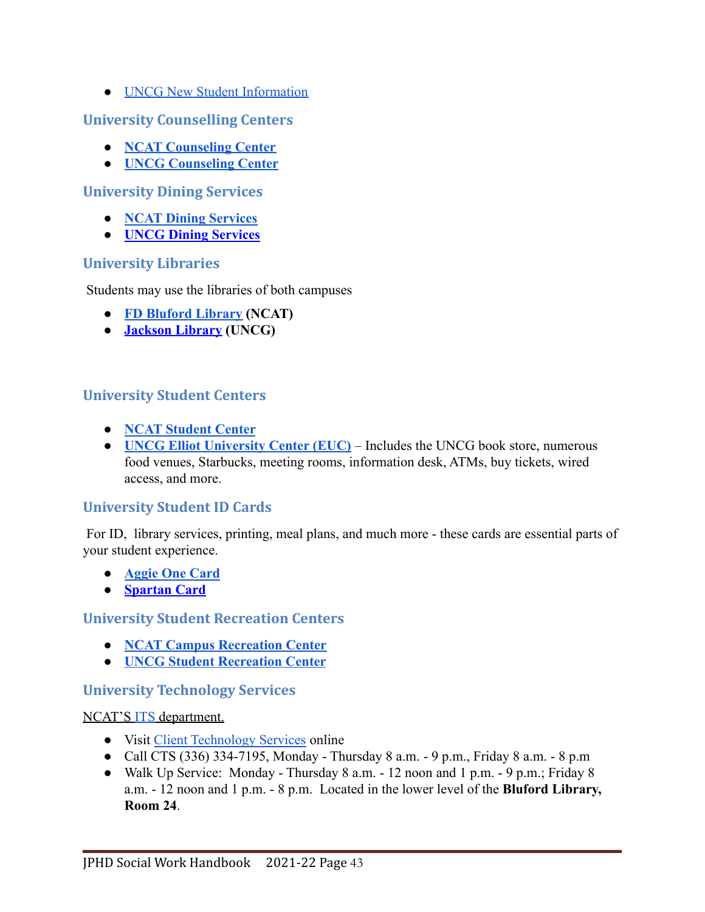- UNCG New Student Information

## University Counselling Centers

- **NCAT Counseling Center**
- **UNCG Counseling Center**

## University Dining Services

- **NCAT Dining Services**
- **UNCG Dining Services**

## University Libraries

Students may use the libraries of both campuses

- **FD Bluford Library (NCAT)**
- **Jackson Library (UNCG)**

## University Student Centers

- **NCAT Student Center**
- **UNCG Elliot University Center (EUC)** – Includes the UNCG book store, numerous food venues, Starbucks, meeting rooms, information desk, ATMs, buy tickets, wired access, and more.

## University Student ID Cards

For ID, library services, printing, meal plans, and much more - these cards are essential parts of your student experience.

- **Aggie One Card**
- **Spartan Card**

## University Student Recreation Centers

- **NCAT Campus Recreation Center**
- **UNCG Student Recreation Center**

## University Technology Services

NCAT'S ITS department.

- Visit Client Technology Services online
- Call CTS (336) 334-7195, Monday - Thursday 8 a.m. - 9 p.m., Friday 8 a.m. - 8 p.m
- Walk Up Service: Monday - Thursday 8 a.m. - 12 noon and 1 p.m. - 9 p.m.; Friday 8 a.m. - 12 noon and 1 p.m. - 8 p.m. Located in the lower level of the **Bluford Library, Room 24**.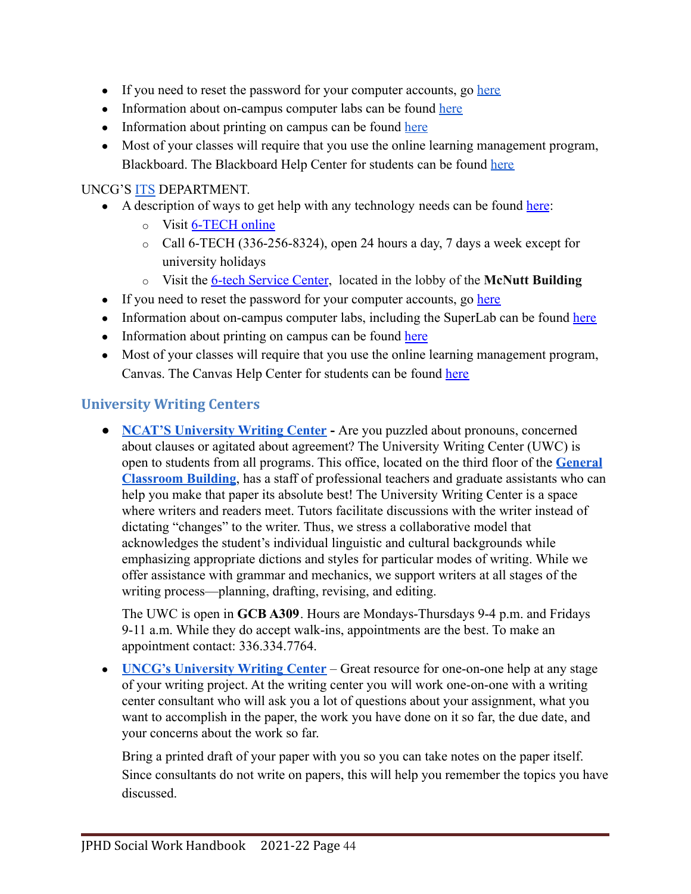- If you need to reset the password for your computer accounts, go here
- Information about on-campus computer labs can be found here
- Information about printing on campus can be found here
- Most of your classes will require that you use the online learning management program, Blackboard. The Blackboard Help Center for students can be found here

UNCG'S ITS DEPARTMENT.

- A description of ways to get help with any technology needs can be found here:
  - Visit 6-TECH online
  - Call 6-TECH (336-256-8324), open 24 hours a day, 7 days a week except for university holidays
  - Visit the 6-tech Service Center, located in the lobby of the **McNutt Building**
- If you need to reset the password for your computer accounts, go here
- Information about on-campus computer labs, including the SuperLab can be found here
- Information about printing on campus can be found here
- Most of your classes will require that you use the online learning management program, Canvas. The Canvas Help Center for students can be found here

### University Writing Centers

- **NCAT'S University Writing Center -** Are you puzzled about pronouns, concerned about clauses or agitated about agreement? The University Writing Center (UWC) is open to students from all programs. This office, located on the third floor of the **General Classroom Building**, has a staff of professional teachers and graduate assistants who can help you make that paper its absolute best! The University Writing Center is a space where writers and readers meet. Tutors facilitate discussions with the writer instead of dictating "changes" to the writer. Thus, we stress a collaborative model that acknowledges the student's individual linguistic and cultural backgrounds while emphasizing appropriate dictions and styles for particular modes of writing. While we offer assistance with grammar and mechanics, we support writers at all stages of the writing process—planning, drafting, revising, and editing.

  The UWC is open in **GCB A309**. Hours are Mondays-Thursdays 9-4 p.m. and Fridays 9-11 a.m. While they do accept walk-ins, appointments are the best. To make an appointment contact: 336.334.7764.

- **UNCG's University Writing Center** – Great resource for one-on-one help at any stage of your writing project. At the writing center you will work one-on-one with a writing center consultant who will ask you a lot of questions about your assignment, what you want to accomplish in the paper, the work you have done on it so far, the due date, and your concerns about the work so far.

  Bring a printed draft of your paper with you so you can take notes on the paper itself. Since consultants do not write on papers, this will help you remember the topics you have discussed.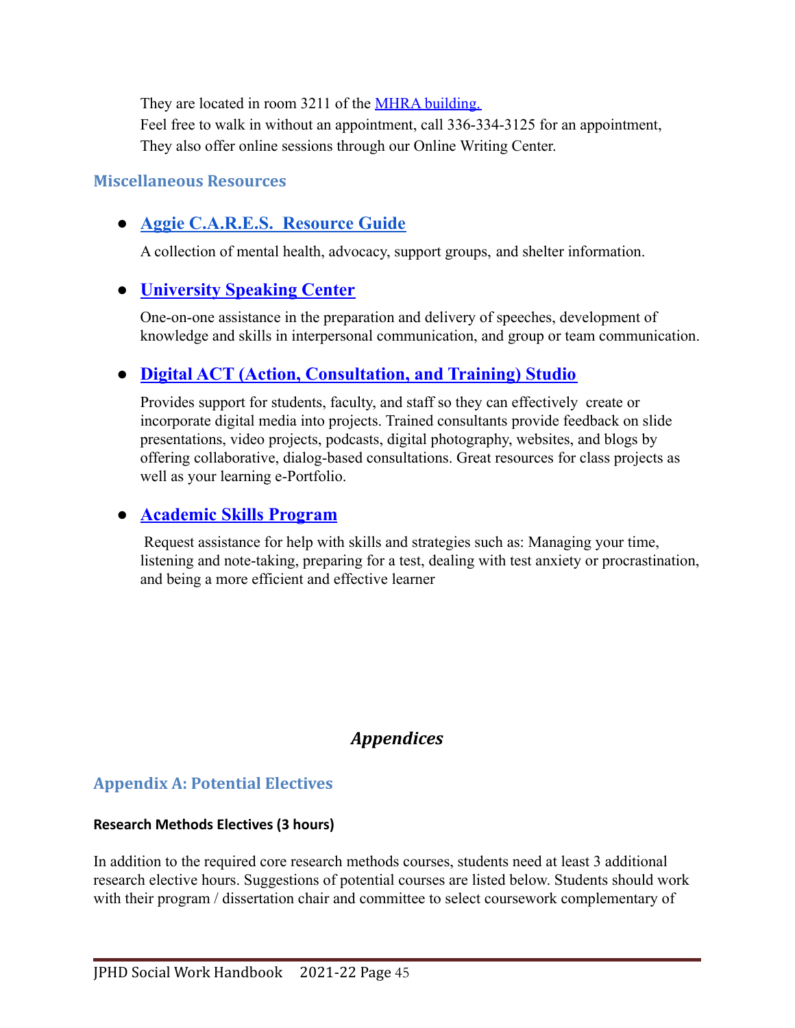They are located in room 3211 of the [MHRA building.](#)
Feel free to walk in without an appointment, call 336-334-3125 for an appointment,
They also offer online sessions through our Online Writing Center.

### Miscellaneous Resources

- **[Aggie C.A.R.E.S. Resource Guide](#)**

  A collection of mental health, advocacy, support groups, and shelter information.

- **[University Speaking Center](#)**

  One-on-one assistance in the preparation and delivery of speeches, development of knowledge and skills in interpersonal communication, and group or team communication.

- **[Digital ACT (Action, Consultation, and Training) Studio](#)**

  Provides support for students, faculty, and staff so they can effectively create or incorporate digital media into projects. Trained consultants provide feedback on slide presentations, video projects, podcasts, digital photography, websites, and blogs by offering collaborative, dialog-based consultations. Great resources for class projects as well as your learning e-Portfolio.

- **[Academic Skills Program](#)**

  Request assistance for help with skills and strategies such as: Managing your time, listening and note-taking, preparing for a test, dealing with test anxiety or procrastination, and being a more efficient and effective learner

## *Appendices*

### Appendix A: Potential Electives

#### Research Methods Electives (3 hours)

In addition to the required core research methods courses, students need at least 3 additional research elective hours. Suggestions of potential courses are listed below. Students should work with their program / dissertation chair and committee to select coursework complementary of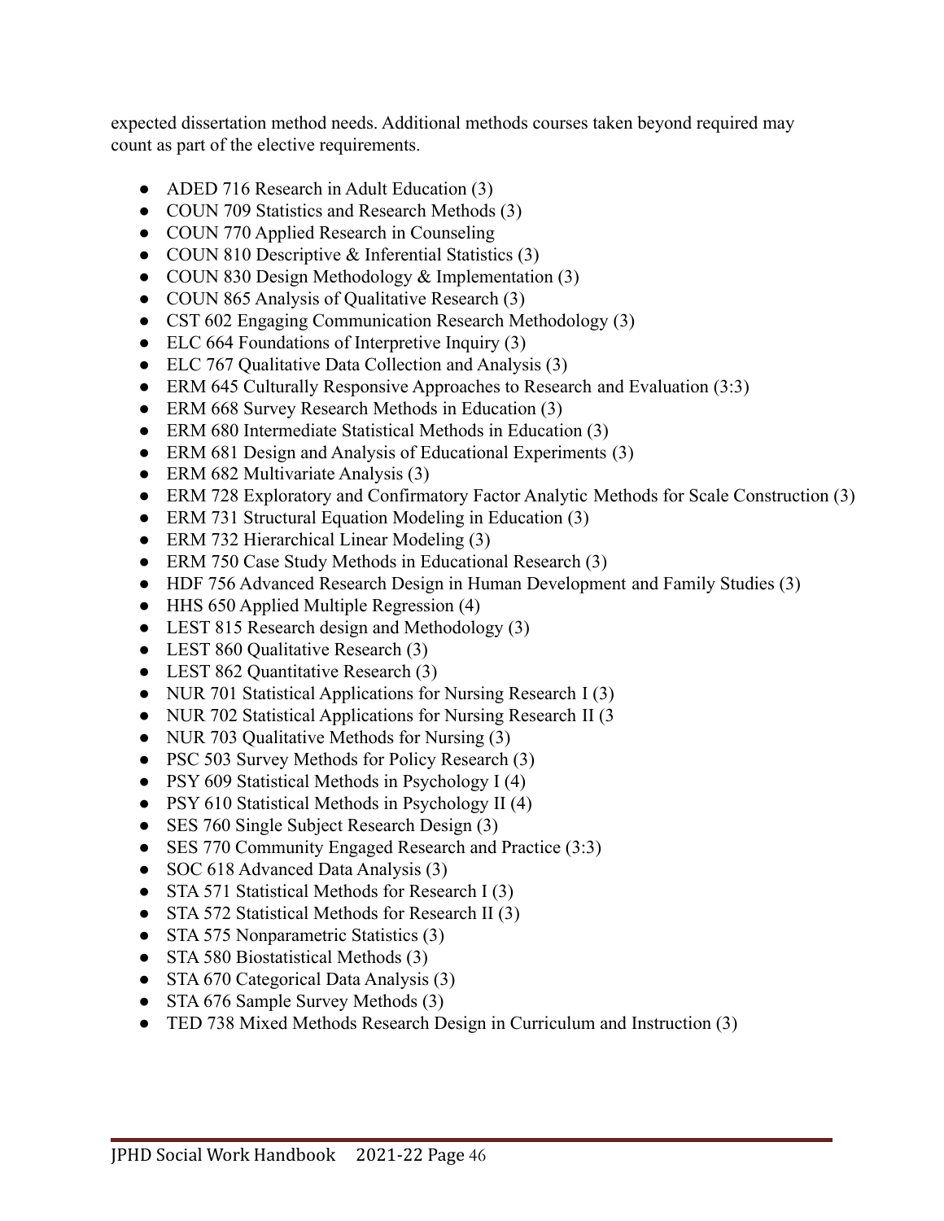expected dissertation method needs. Additional methods courses taken beyond required may count as part of the elective requirements.

- ADED 716 Research in Adult Education (3)
- COUN 709 Statistics and Research Methods (3)
- COUN 770 Applied Research in Counseling
- COUN 810 Descriptive & Inferential Statistics (3)
- COUN 830 Design Methodology & Implementation (3)
- COUN 865 Analysis of Qualitative Research (3)
- CST 602 Engaging Communication Research Methodology (3)
- ELC 664 Foundations of Interpretive Inquiry (3)
- ELC 767 Qualitative Data Collection and Analysis (3)
- ERM 645 Culturally Responsive Approaches to Research and Evaluation (3:3)
- ERM 668 Survey Research Methods in Education (3)
- ERM 680 Intermediate Statistical Methods in Education (3)
- ERM 681 Design and Analysis of Educational Experiments (3)
- ERM 682 Multivariate Analysis (3)
- ERM 728 Exploratory and Confirmatory Factor Analytic Methods for Scale Construction (3)
- ERM 731 Structural Equation Modeling in Education (3)
- ERM 732 Hierarchical Linear Modeling (3)
- ERM 750 Case Study Methods in Educational Research (3)
- HDF 756 Advanced Research Design in Human Development and Family Studies (3)
- HHS 650 Applied Multiple Regression (4)
- LEST 815 Research design and Methodology (3)
- LEST 860 Qualitative Research (3)
- LEST 862 Quantitative Research (3)
- NUR 701 Statistical Applications for Nursing Research I (3)
- NUR 702 Statistical Applications for Nursing Research II (3
- NUR 703 Qualitative Methods for Nursing (3)
- PSC 503 Survey Methods for Policy Research (3)
- PSY 609 Statistical Methods in Psychology I (4)
- PSY 610 Statistical Methods in Psychology II (4)
- SES 760 Single Subject Research Design (3)
- SES 770 Community Engaged Research and Practice (3:3)
- SOC 618 Advanced Data Analysis (3)
- STA 571 Statistical Methods for Research I (3)
- STA 572 Statistical Methods for Research II (3)
- STA 575 Nonparametric Statistics (3)
- STA 580 Biostatistical Methods (3)
- STA 670 Categorical Data Analysis (3)
- STA 676 Sample Survey Methods (3)
- TED 738 Mixed Methods Research Design in Curriculum and Instruction (3)